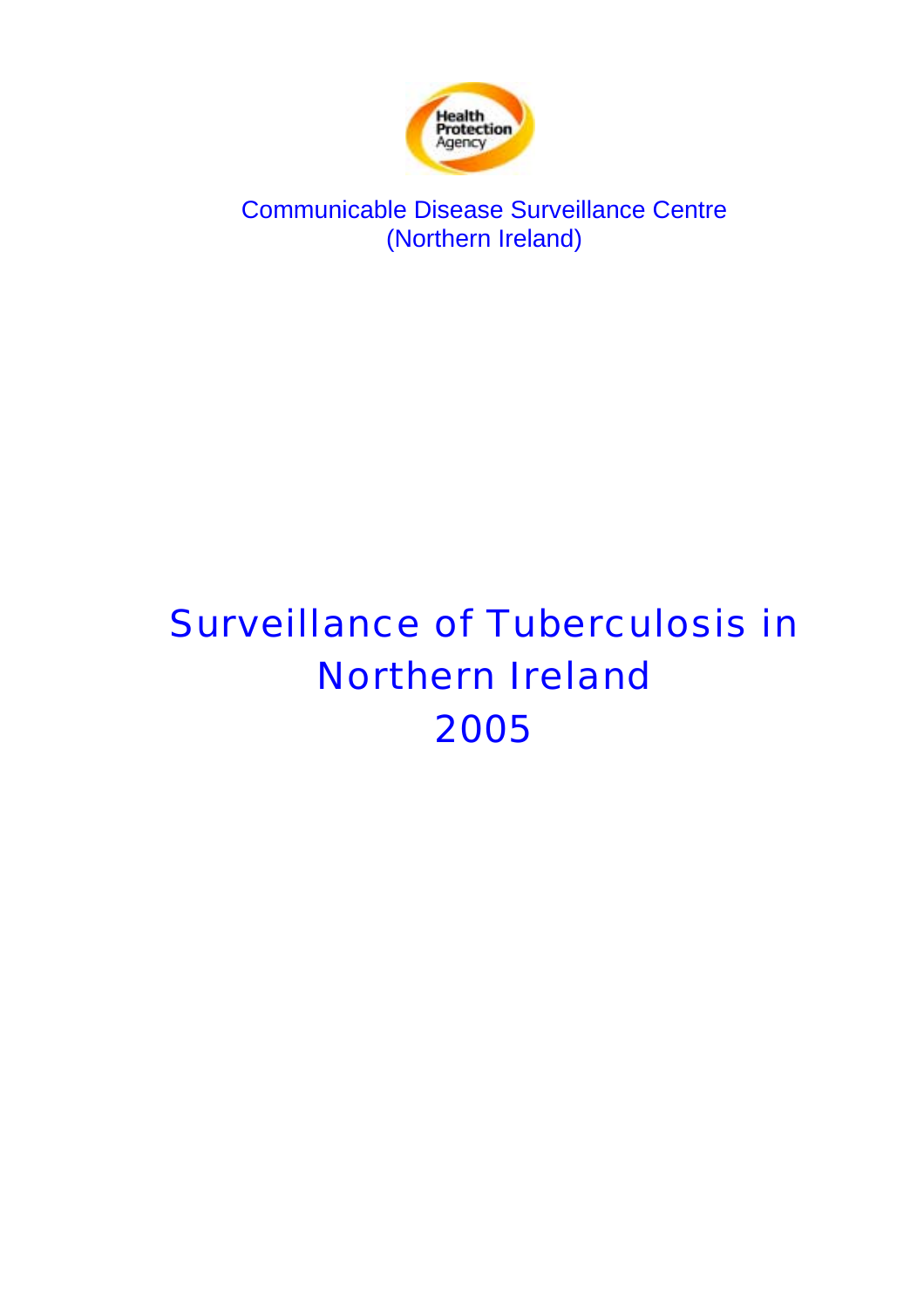Health Protection Agency

Communicable Disease Surveillance Centre
(Northern Ireland)

# Surveillance of Tuberculosis in Northern Ireland 2005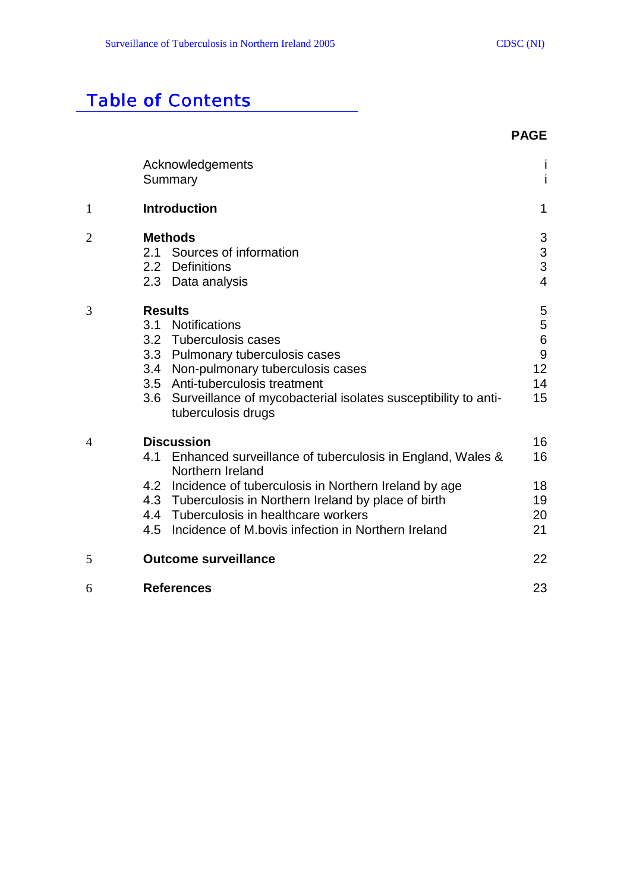# Table of Contents

| | | PAGE |
|---|---|---|
| | Acknowledgements | i |
| | Summary | i |
| 1 | **Introduction** | 1 |
| 2 | **Methods** | 3 |
| | 2.1 Sources of information | 3 |
| | 2.2 Definitions | 3 |
| | 2.3 Data analysis | 4 |
| 3 | **Results** | 5 |
| | 3.1 Notifications | 5 |
| | 3.2 Tuberculosis cases | 6 |
| | 3.3 Pulmonary tuberculosis cases | 9 |
| | 3.4 Non-pulmonary tuberculosis cases | 12 |
| | 3.5 Anti-tuberculosis treatment | 14 |
| | 3.6 Surveillance of mycobacterial isolates susceptibility to anti-tuberculosis drugs | 15 |
| 4 | **Discussion** | 16 |
| | 4.1 Enhanced surveillance of tuberculosis in England, Wales & Northern Ireland | 16 |
| | 4.2 Incidence of tuberculosis in Northern Ireland by age | 18 |
| | 4.3 Tuberculosis in Northern Ireland by place of birth | 19 |
| | 4.4 Tuberculosis in healthcare workers | 20 |
| | 4.5 Incidence of M.bovis infection in Northern Ireland | 21 |
| 5 | **Outcome surveillance** | 22 |
| 6 | **References** | 23 |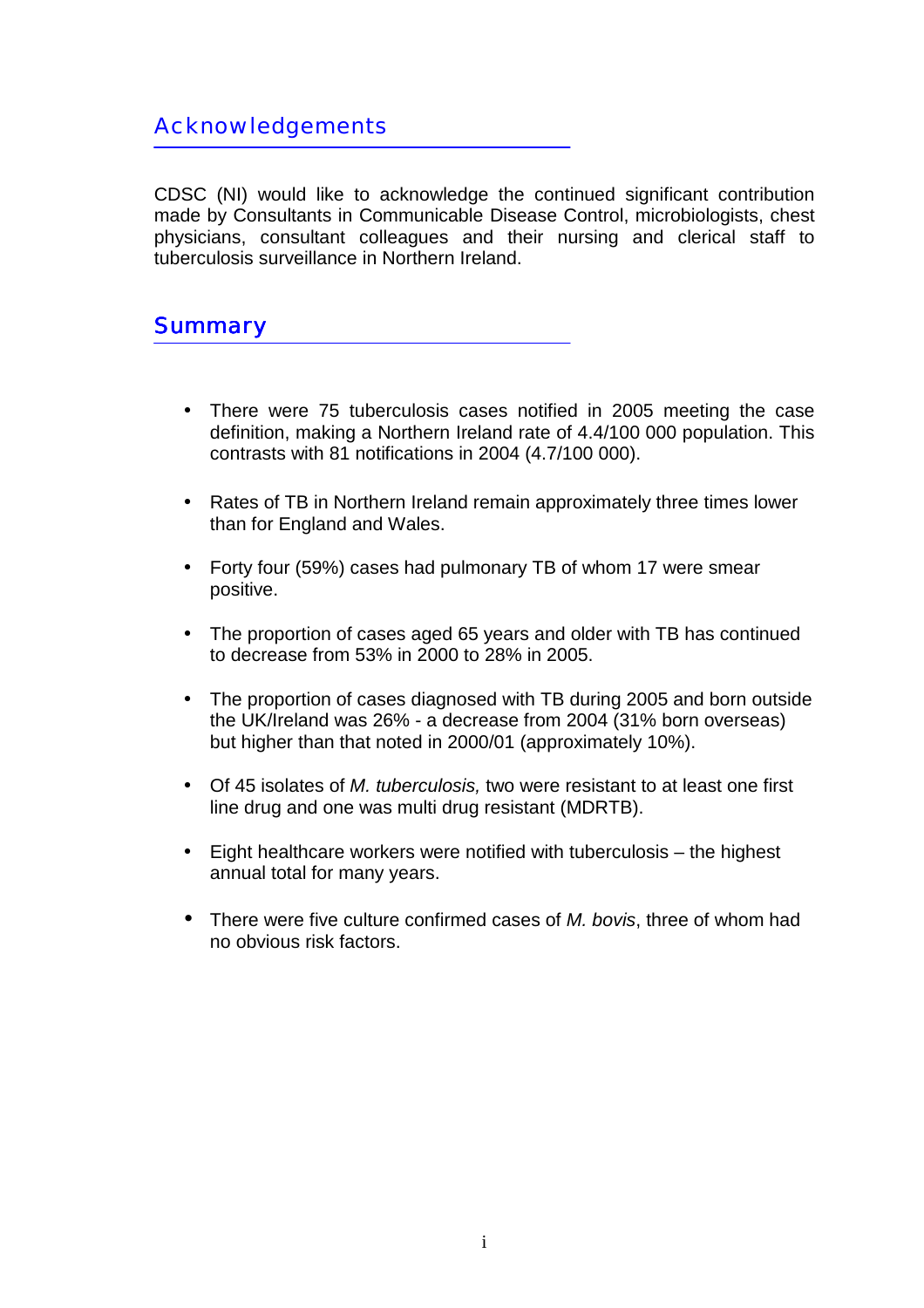## Acknowledgements

CDSC (NI) would like to acknowledge the continued significant contribution made by Consultants in Communicable Disease Control, microbiologists, chest physicians, consultant colleagues and their nursing and clerical staff to tuberculosis surveillance in Northern Ireland.

## Summary

- There were 75 tuberculosis cases notified in 2005 meeting the case definition, making a Northern Ireland rate of 4.4/100 000 population. This contrasts with 81 notifications in 2004 (4.7/100 000).
- Rates of TB in Northern Ireland remain approximately three times lower than for England and Wales.
- Forty four (59%) cases had pulmonary TB of whom 17 were smear positive.
- The proportion of cases aged 65 years and older with TB has continued to decrease from 53% in 2000 to 28% in 2005.
- The proportion of cases diagnosed with TB during 2005 and born outside the UK/Ireland was 26% - a decrease from 2004 (31% born overseas) but higher than that noted in 2000/01 (approximately 10%).
- Of 45 isolates of *M. tuberculosis,* two were resistant to at least one first line drug and one was multi drug resistant (MDRTB).
- Eight healthcare workers were notified with tuberculosis – the highest annual total for many years.
- There were five culture confirmed cases of *M. bovis*, three of whom had no obvious risk factors.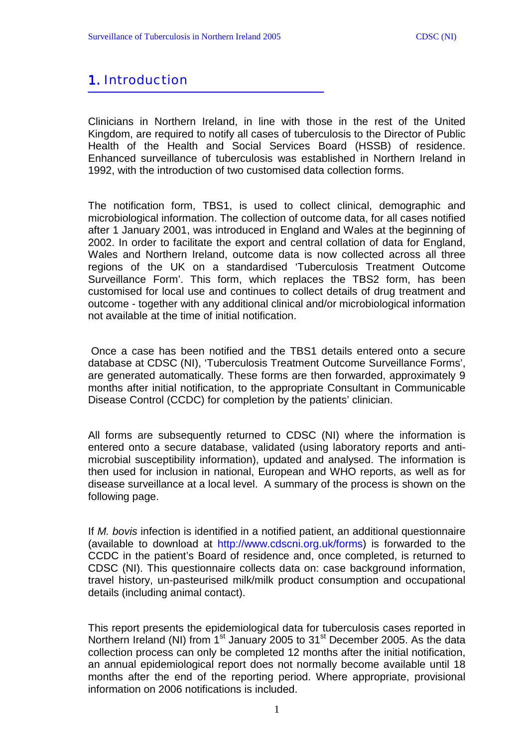# 1. Introduction

Clinicians in Northern Ireland, in line with those in the rest of the United Kingdom, are required to notify all cases of tuberculosis to the Director of Public Health of the Health and Social Services Board (HSSB) of residence. Enhanced surveillance of tuberculosis was established in Northern Ireland in 1992, with the introduction of two customised data collection forms.

The notification form, TBS1, is used to collect clinical, demographic and microbiological information. The collection of outcome data, for all cases notified after 1 January 2001, was introduced in England and Wales at the beginning of 2002. In order to facilitate the export and central collation of data for England, Wales and Northern Ireland, outcome data is now collected across all three regions of the UK on a standardised 'Tuberculosis Treatment Outcome Surveillance Form'. This form, which replaces the TBS2 form, has been customised for local use and continues to collect details of drug treatment and outcome - together with any additional clinical and/or microbiological information not available at the time of initial notification.

Once a case has been notified and the TBS1 details entered onto a secure database at CDSC (NI), 'Tuberculosis Treatment Outcome Surveillance Forms', are generated automatically. These forms are then forwarded, approximately 9 months after initial notification, to the appropriate Consultant in Communicable Disease Control (CCDC) for completion by the patients' clinician.

All forms are subsequently returned to CDSC (NI) where the information is entered onto a secure database, validated (using laboratory reports and anti-microbial susceptibility information), updated and analysed. The information is then used for inclusion in national, European and WHO reports, as well as for disease surveillance at a local level. A summary of the process is shown on the following page.

If *M. bovis* infection is identified in a notified patient, an additional questionnaire (available to download at http://www.cdscni.org.uk/forms) is forwarded to the CCDC in the patient's Board of residence and, once completed, is returned to CDSC (NI). This questionnaire collects data on: case background information, travel history, un-pasteurised milk/milk product consumption and occupational details (including animal contact).

This report presents the epidemiological data for tuberculosis cases reported in Northern Ireland (NI) from 1st January 2005 to 31st December 2005. As the data collection process can only be completed 12 months after the initial notification, an annual epidemiological report does not normally become available until 18 months after the end of the reporting period. Where appropriate, provisional information on 2006 notifications is included.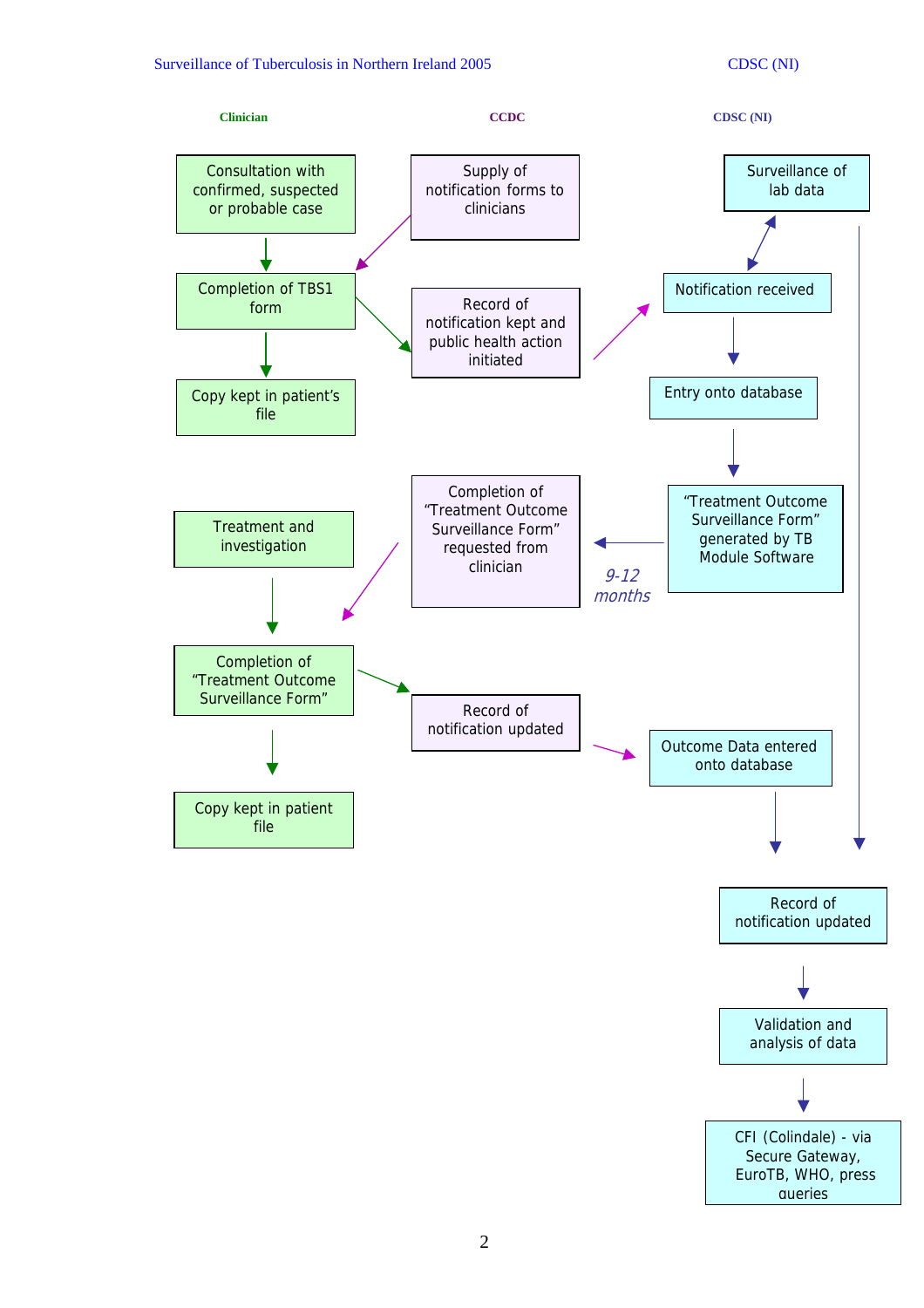Clinician

CCDC

CDSC (NI)

Consultation with confirmed, suspected or probable case

Supply of notification forms to clinicians

Surveillance of lab data

Completion of TBS1 form

Record of notification kept and public health action initiated

Notification received

Copy kept in patient's file

Entry onto database

Treatment and investigation

Completion of "Treatment Outcome Surveillance Form" requested from clinician

"Treatment Outcome Surveillance Form" generated by TB Module Software

*9-12 months*

Completion of "Treatment Outcome Surveillance Form"

Record of notification updated

Outcome Data entered onto database

Copy kept in patient file

Record of notification updated

Validation and analysis of data

CFI (Colindale) - via Secure Gateway, EuroTB, WHO, press queries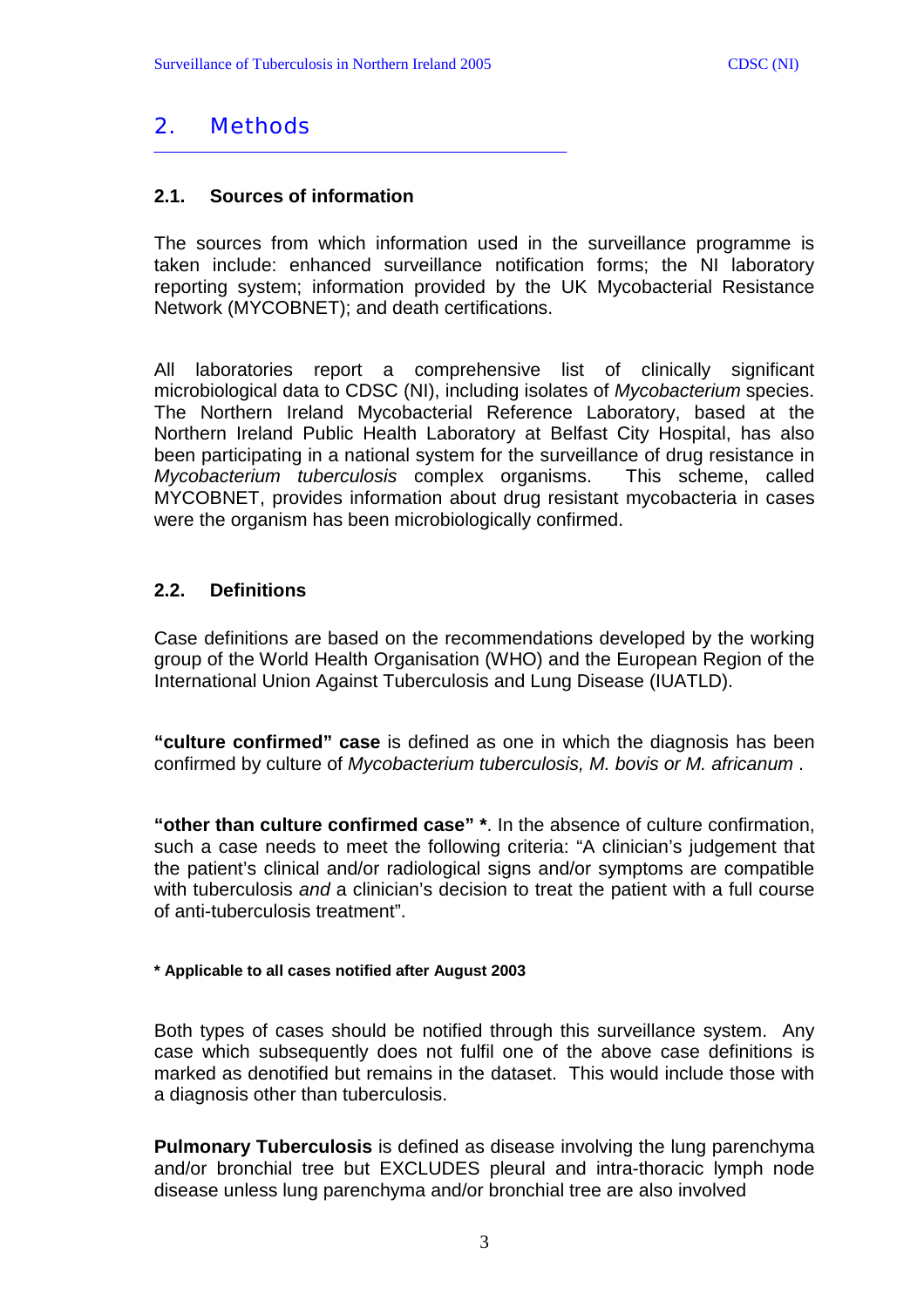## 2. Methods

### 2.1. Sources of information

The sources from which information used in the surveillance programme is taken include: enhanced surveillance notification forms; the NI laboratory reporting system; information provided by the UK Mycobacterial Resistance Network (MYCOBNET); and death certifications.

All laboratories report a comprehensive list of clinically significant microbiological data to CDSC (NI), including isolates of *Mycobacterium* species. The Northern Ireland Mycobacterial Reference Laboratory, based at the Northern Ireland Public Health Laboratory at Belfast City Hospital, has also been participating in a national system for the surveillance of drug resistance in *Mycobacterium tuberculosis* complex organisms. This scheme, called MYCOBNET, provides information about drug resistant mycobacteria in cases were the organism has been microbiologically confirmed.

### 2.2. Definitions

Case definitions are based on the recommendations developed by the working group of the World Health Organisation (WHO) and the European Region of the International Union Against Tuberculosis and Lung Disease (IUATLD).

**"culture confirmed" case** is defined as one in which the diagnosis has been confirmed by culture of *Mycobacterium tuberculosis, M. bovis or M. africanum* .

**"other than culture confirmed case" \***. In the absence of culture confirmation, such a case needs to meet the following criteria: "A clinician's judgement that the patient's clinical and/or radiological signs and/or symptoms are compatible with tuberculosis *and* a clinician's decision to treat the patient with a full course of anti-tuberculosis treatment".

**\* Applicable to all cases notified after August 2003**

Both types of cases should be notified through this surveillance system. Any case which subsequently does not fulfil one of the above case definitions is marked as denotified but remains in the dataset. This would include those with a diagnosis other than tuberculosis.

**Pulmonary Tuberculosis** is defined as disease involving the lung parenchyma and/or bronchial tree but EXCLUDES pleural and intra-thoracic lymph node disease unless lung parenchyma and/or bronchial tree are also involved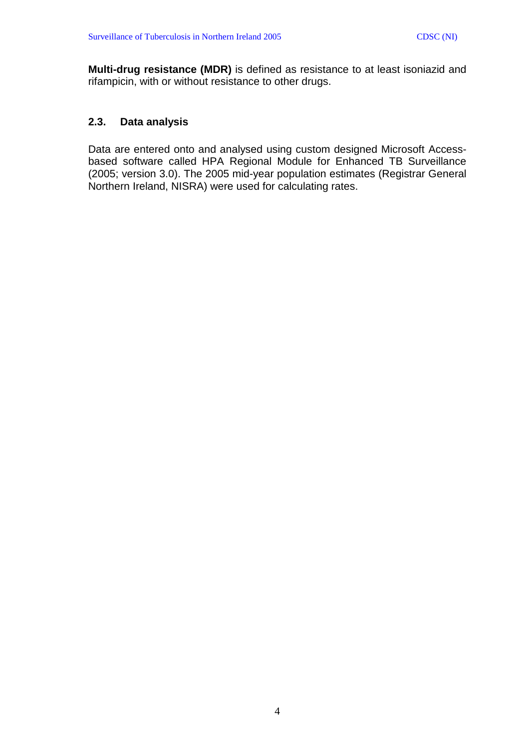**Multi-drug resistance (MDR)** is defined as resistance to at least isoniazid and rifampicin, with or without resistance to other drugs.

### 2.3. Data analysis

Data are entered onto and analysed using custom designed Microsoft Access-based software called HPA Regional Module for Enhanced TB Surveillance (2005; version 3.0). The 2005 mid-year population estimates (Registrar General Northern Ireland, NISRA) were used for calculating rates.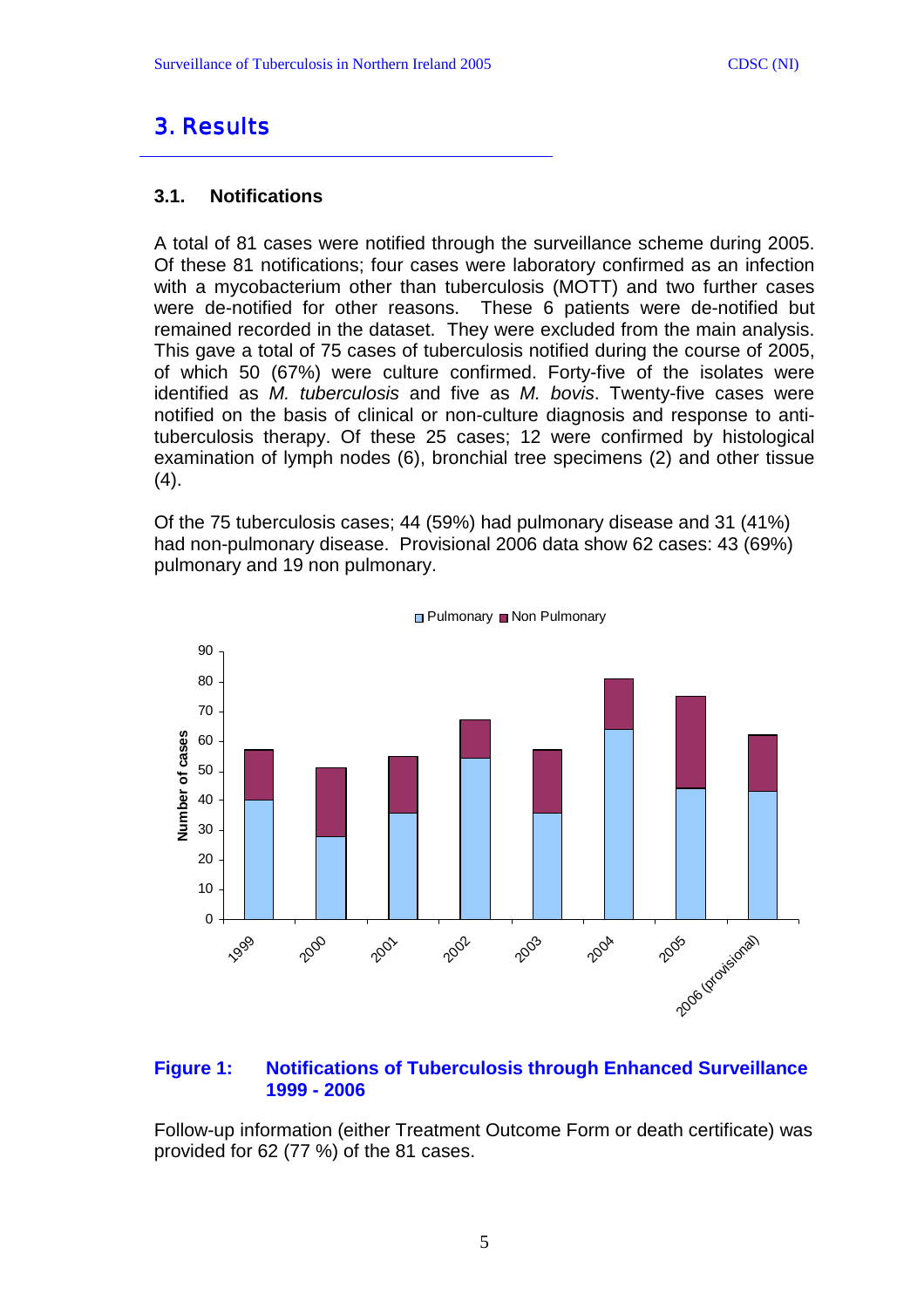# 3. Results

### 3.1. Notifications

A total of 81 cases were notified through the surveillance scheme during 2005. Of these 81 notifications; four cases were laboratory confirmed as an infection with a mycobacterium other than tuberculosis (MOTT) and two further cases were de-notified for other reasons. These 6 patients were de-notified but remained recorded in the dataset. They were excluded from the main analysis. This gave a total of 75 cases of tuberculosis notified during the course of 2005, of which 50 (67%) were culture confirmed. Forty-five of the isolates were identified as *M. tuberculosis* and five as *M. bovis*. Twenty-five cases were notified on the basis of clinical or non-culture diagnosis and response to anti-tuberculosis therapy. Of these 25 cases; 12 were confirmed by histological examination of lymph nodes (6), bronchial tree specimens (2) and other tissue (4).

Of the 75 tuberculosis cases; 44 (59%) had pulmonary disease and 31 (41%) had non-pulmonary disease. Provisional 2006 data show 62 cases: 43 (69%) pulmonary and 19 non pulmonary.

Pulmonary
Non Pulmonary

Number of cases

0
10
20
30
40
50
60
70
80
90

1999
2000
2001
2002
2003
2004
2005
2006 (provisional)

**Figure 1: Notifications of Tuberculosis through Enhanced Surveillance 1999 - 2006**

Follow-up information (either Treatment Outcome Form or death certificate) was provided for 62 (77 %) of the 81 cases.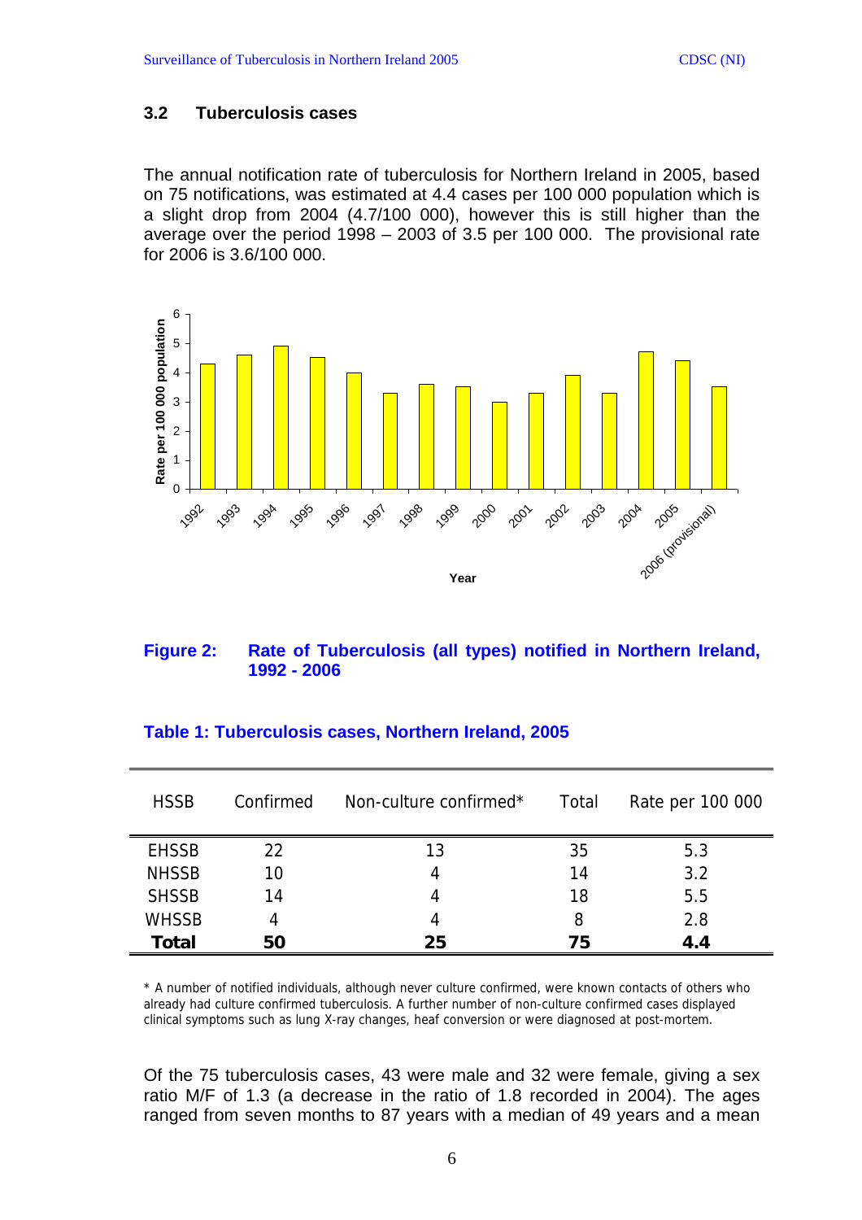### 3.2 Tuberculosis cases

The annual notification rate of tuberculosis for Northern Ireland in 2005, based on 75 notifications, was estimated at 4.4 cases per 100 000 population which is a slight drop from 2004 (4.7/100 000), however this is still higher than the average over the period 1998 – 2003 of 3.5 per 100 000. The provisional rate for 2006 is 3.6/100 000.

Rate per 100 000 population

0
1
2
3
4
5
6

1992
1993
1994
1995
1996
1997
1998
1999
2000
2001
2002
2003
2004
2005
2006 (provisional)

Year

**Figure 2: Rate of Tuberculosis (all types) notified in Northern Ireland, 1992 - 2006**

**Table 1: Tuberculosis cases, Northern Ireland, 2005**

| HSSB | Confirmed | Non-culture confirmed* | Total | Rate per 100 000 |
|---|---|---|---|---|
| EHSSB | 22 | 13 | 35 | 5.3 |
| NHSSB | 10 | 4 | 14 | 3.2 |
| SHSSB | 14 | 4 | 18 | 5.5 |
| WHSSB | 4 | 4 | 8 | 2.8 |
| **Total** | **50** | **25** | **75** | **4.4** |

* A number of notified individuals, although never culture confirmed, were known contacts of others who already had culture confirmed tuberculosis. A further number of non-culture confirmed cases displayed clinical symptoms such as lung X-ray changes, heaf conversion or were diagnosed at post-mortem.

Of the 75 tuberculosis cases, 43 were male and 32 were female, giving a sex ratio M/F of 1.3 (a decrease in the ratio of 1.8 recorded in 2004). The ages ranged from seven months to 87 years with a median of 49 years and a mean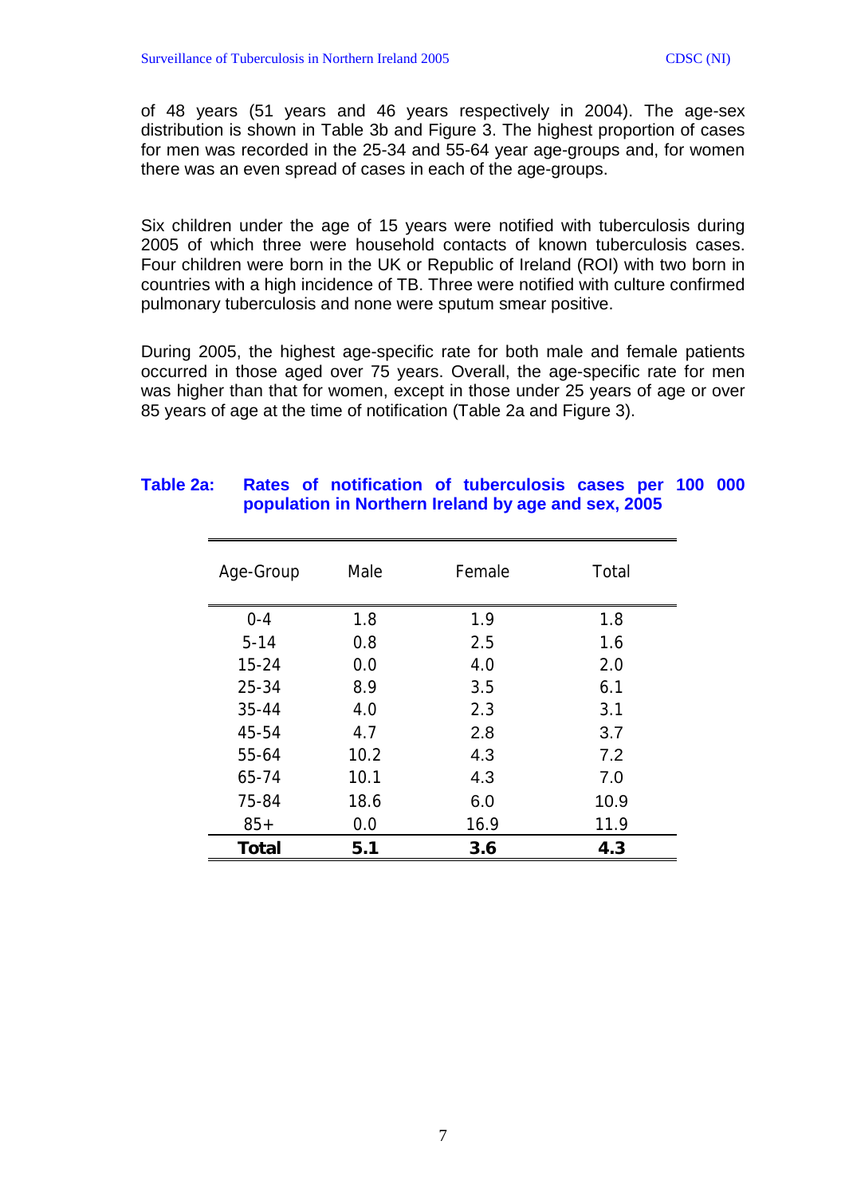of 48 years (51 years and 46 years respectively in 2004). The age-sex distribution is shown in Table 3b and Figure 3. The highest proportion of cases for men was recorded in the 25-34 and 55-64 year age-groups and, for women there was an even spread of cases in each of the age-groups.

Six children under the age of 15 years were notified with tuberculosis during 2005 of which three were household contacts of known tuberculosis cases. Four children were born in the UK or Republic of Ireland (ROI) with two born in countries with a high incidence of TB. Three were notified with culture confirmed pulmonary tuberculosis and none were sputum smear positive.

During 2005, the highest age-specific rate for both male and female patients occurred in those aged over 75 years. Overall, the age-specific rate for men was higher than that for women, except in those under 25 years of age or over 85 years of age at the time of notification (Table 2a and Figure 3).

**Table 2a: Rates of notification of tuberculosis cases per 100 000 population in Northern Ireland by age and sex, 2005**

| Age-Group | Male | Female | Total |
|---|---|---|---|
| 0-4 | 1.8 | 1.9 | 1.8 |
| 5-14 | 0.8 | 2.5 | 1.6 |
| 15-24 | 0.0 | 4.0 | 2.0 |
| 25-34 | 8.9 | 3.5 | 6.1 |
| 35-44 | 4.0 | 2.3 | 3.1 |
| 45-54 | 4.7 | 2.8 | 3.7 |
| 55-64 | 10.2 | 4.3 | 7.2 |
| 65-74 | 10.1 | 4.3 | 7.0 |
| 75-84 | 18.6 | 6.0 | 10.9 |
| 85+ | 0.0 | 16.9 | 11.9 |
| **Total** | **5.1** | **3.6** | **4.3** |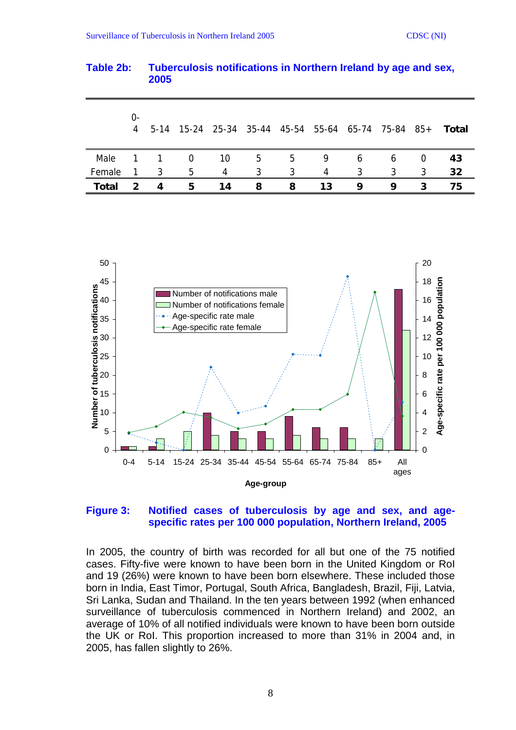**Table 2b: Tuberculosis notifications in Northern Ireland by age and sex, 2005**

| | 0-4 | 5-14 | 15-24 | 25-34 | 35-44 | 45-54 | 55-64 | 65-74 | 75-84 | 85+ | **Total** |
|---|---|---|---|---|---|---|---|---|---|---|---|
| Male | 1 | 1 | 0 | 10 | 5 | 5 | 9 | 6 | 6 | 0 | **43** |
| Female | 1 | 3 | 5 | 4 | 3 | 3 | 4 | 3 | 3 | 3 | **32** |
| **Total** | **2** | **4** | **5** | **14** | **8** | **8** | **13** | **9** | **9** | **3** | **75** |

Number of tuberculosis notifications

0
5
10
15
20
25
30
35
40
45
50

Age-specific rate per 100 000 population

0
2
4
6
8
10
12
14
16
18
20

Number of notifications male
Number of notifications female
Age-specific rate male
Age-specific rate female

0-4
5-14
15-24
25-34
35-44
45-54
55-64
65-74
75-84
85+
All ages

Age-group

**Figure 3: Notified cases of tuberculosis by age and sex, and age-specific rates per 100 000 population, Northern Ireland, 2005**

In 2005, the country of birth was recorded for all but one of the 75 notified cases. Fifty-five were known to have been born in the United Kingdom or RoI and 19 (26%) were known to have been born elsewhere. These included those born in India, East Timor, Portugal, South Africa, Bangladesh, Brazil, Fiji, Latvia, Sri Lanka, Sudan and Thailand. In the ten years between 1992 (when enhanced surveillance of tuberculosis commenced in Northern Ireland) and 2002, an average of 10% of all notified individuals were known to have been born outside the UK or RoI. This proportion increased to more than 31% in 2004 and, in 2005, has fallen slightly to 26%.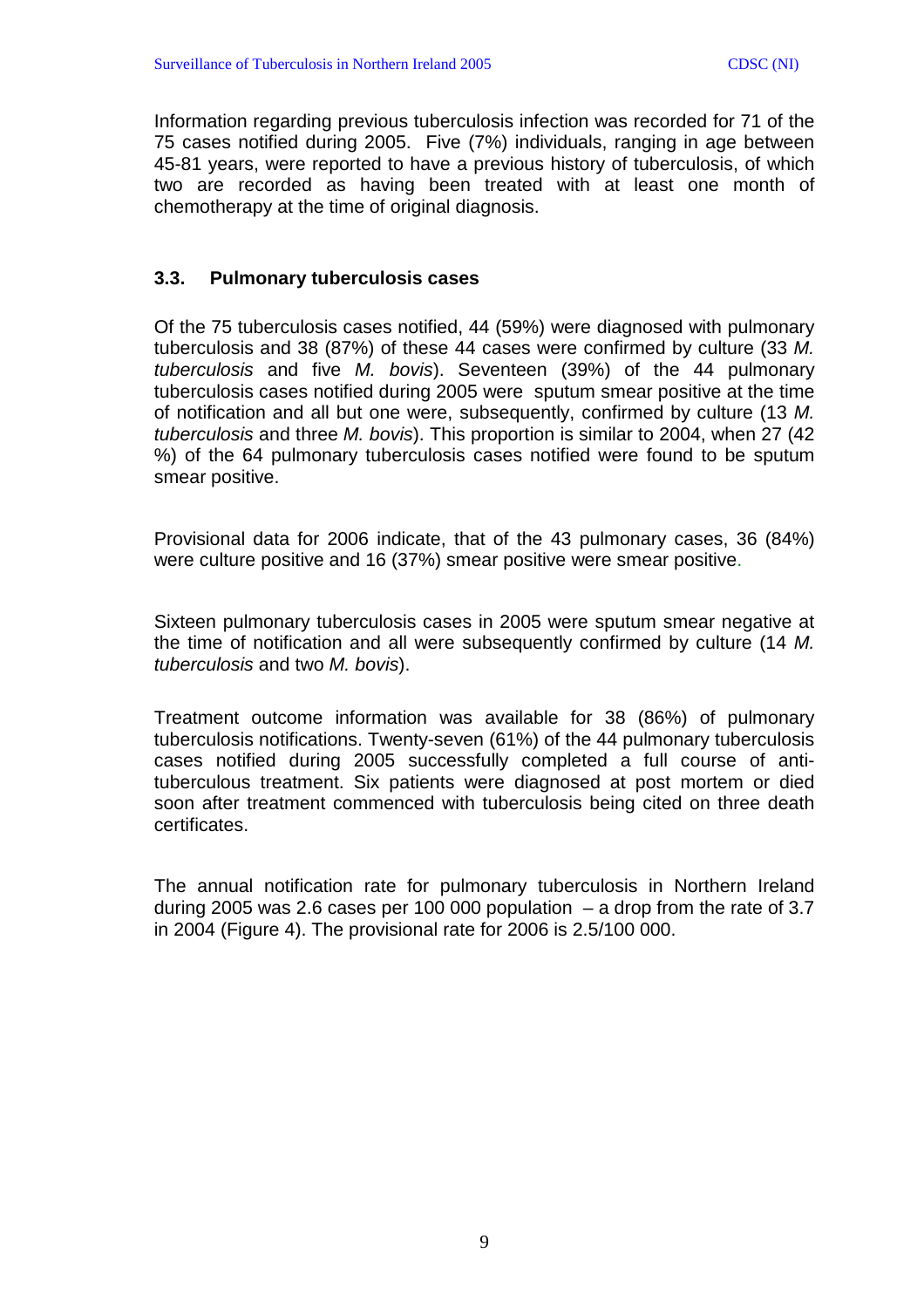Information regarding previous tuberculosis infection was recorded for 71 of the 75 cases notified during 2005. Five (7%) individuals, ranging in age between 45-81 years, were reported to have a previous history of tuberculosis, of which two are recorded as having been treated with at least one month of chemotherapy at the time of original diagnosis.

### 3.3. Pulmonary tuberculosis cases

Of the 75 tuberculosis cases notified, 44 (59%) were diagnosed with pulmonary tuberculosis and 38 (87%) of these 44 cases were confirmed by culture (33 *M. tuberculosis* and five *M. bovis*). Seventeen (39%) of the 44 pulmonary tuberculosis cases notified during 2005 were sputum smear positive at the time of notification and all but one were, subsequently, confirmed by culture (13 *M. tuberculosis* and three *M. bovis*). This proportion is similar to 2004, when 27 (42 %) of the 64 pulmonary tuberculosis cases notified were found to be sputum smear positive.

Provisional data for 2006 indicate, that of the 43 pulmonary cases, 36 (84%) were culture positive and 16 (37%) smear positive were smear positive.

Sixteen pulmonary tuberculosis cases in 2005 were sputum smear negative at the time of notification and all were subsequently confirmed by culture (14 *M. tuberculosis* and two *M. bovis*).

Treatment outcome information was available for 38 (86%) of pulmonary tuberculosis notifications. Twenty-seven (61%) of the 44 pulmonary tuberculosis cases notified during 2005 successfully completed a full course of anti-tuberculous treatment. Six patients were diagnosed at post mortem or died soon after treatment commenced with tuberculosis being cited on three death certificates.

The annual notification rate for pulmonary tuberculosis in Northern Ireland during 2005 was 2.6 cases per 100 000 population – a drop from the rate of 3.7 in 2004 (Figure 4). The provisional rate for 2006 is 2.5/100 000.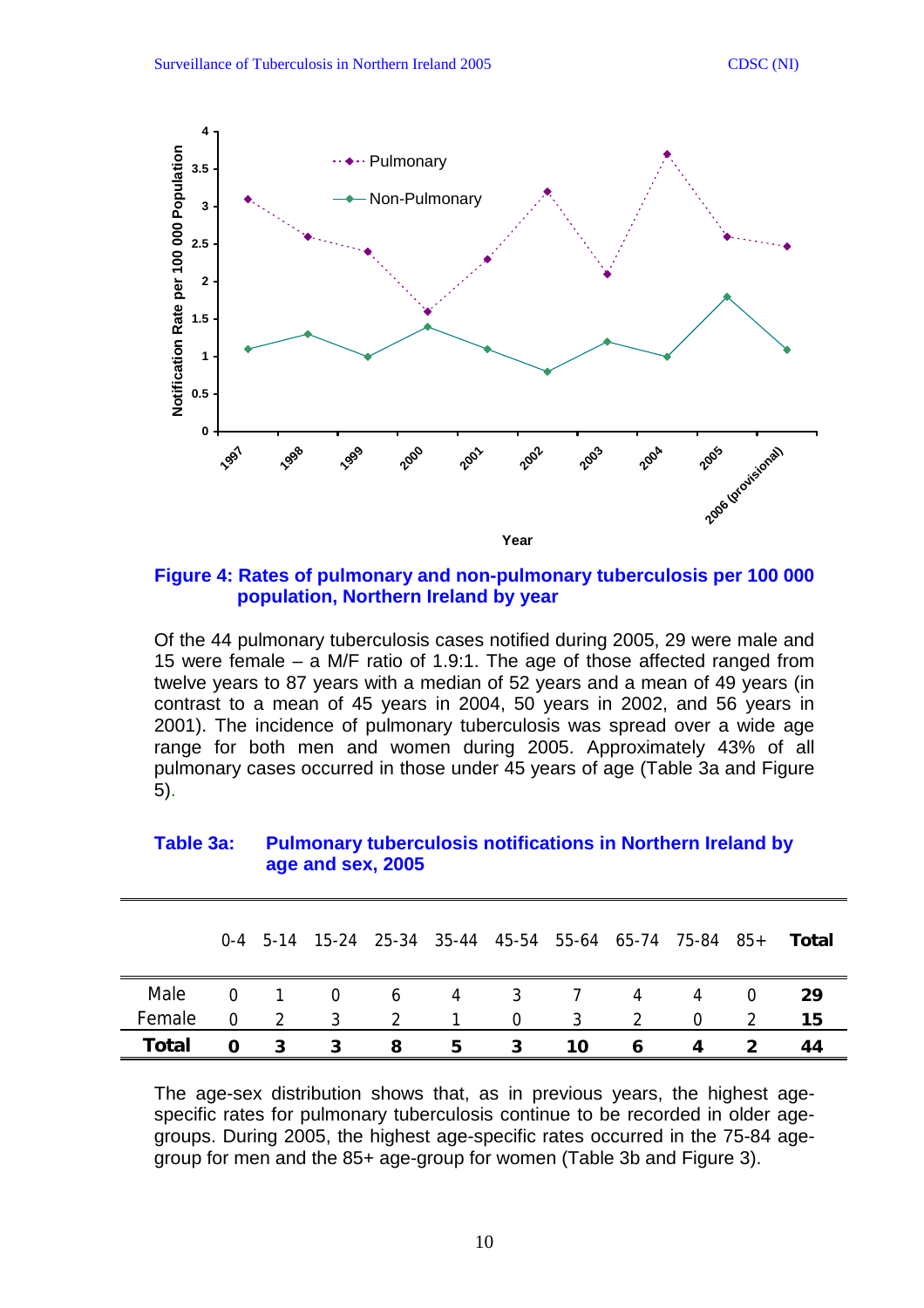4
3.5
3
2.5
2
1.5
1
0.5
0

Notification Rate per 100 000 Population

Pulmonary

Non-Pulmonary

1997
1998
1999
2000
2001
2002
2003
2004
2005
2006 (provisional)

Year

**Figure 4: Rates of pulmonary and non-pulmonary tuberculosis per 100 000 population, Northern Ireland by year**

Of the 44 pulmonary tuberculosis cases notified during 2005, 29 were male and 15 were female – a M/F ratio of 1.9:1. The age of those affected ranged from twelve years to 87 years with a median of 52 years and a mean of 49 years (in contrast to a mean of 45 years in 2004, 50 years in 2002, and 56 years in 2001). The incidence of pulmonary tuberculosis was spread over a wide age range for both men and women during 2005. Approximately 43% of all pulmonary cases occurred in those under 45 years of age (Table 3a and Figure 5).

**Table 3a: Pulmonary tuberculosis notifications in Northern Ireland by age and sex, 2005**

| | 0-4 | 5-14 | 15-24 | 25-34 | 35-44 | 45-54 | 55-64 | 65-74 | 75-84 | 85+ | **Total** |
|---|---|---|---|---|---|---|---|---|---|---|---|
| Male | 0 | 1 | 0 | 6 | 4 | 3 | 7 | 4 | 4 | 0 | **29** |
| Female | 0 | 2 | 3 | 2 | 1 | 0 | 3 | 2 | 0 | 2 | **15** |
| **Total** | **0** | **3** | **3** | **8** | **5** | **3** | **10** | **6** | **4** | **2** | **44** |

The age-sex distribution shows that, as in previous years, the highest age-specific rates for pulmonary tuberculosis continue to be recorded in older age-groups. During 2005, the highest age-specific rates occurred in the 75-84 age-group for men and the 85+ age-group for women (Table 3b and Figure 3).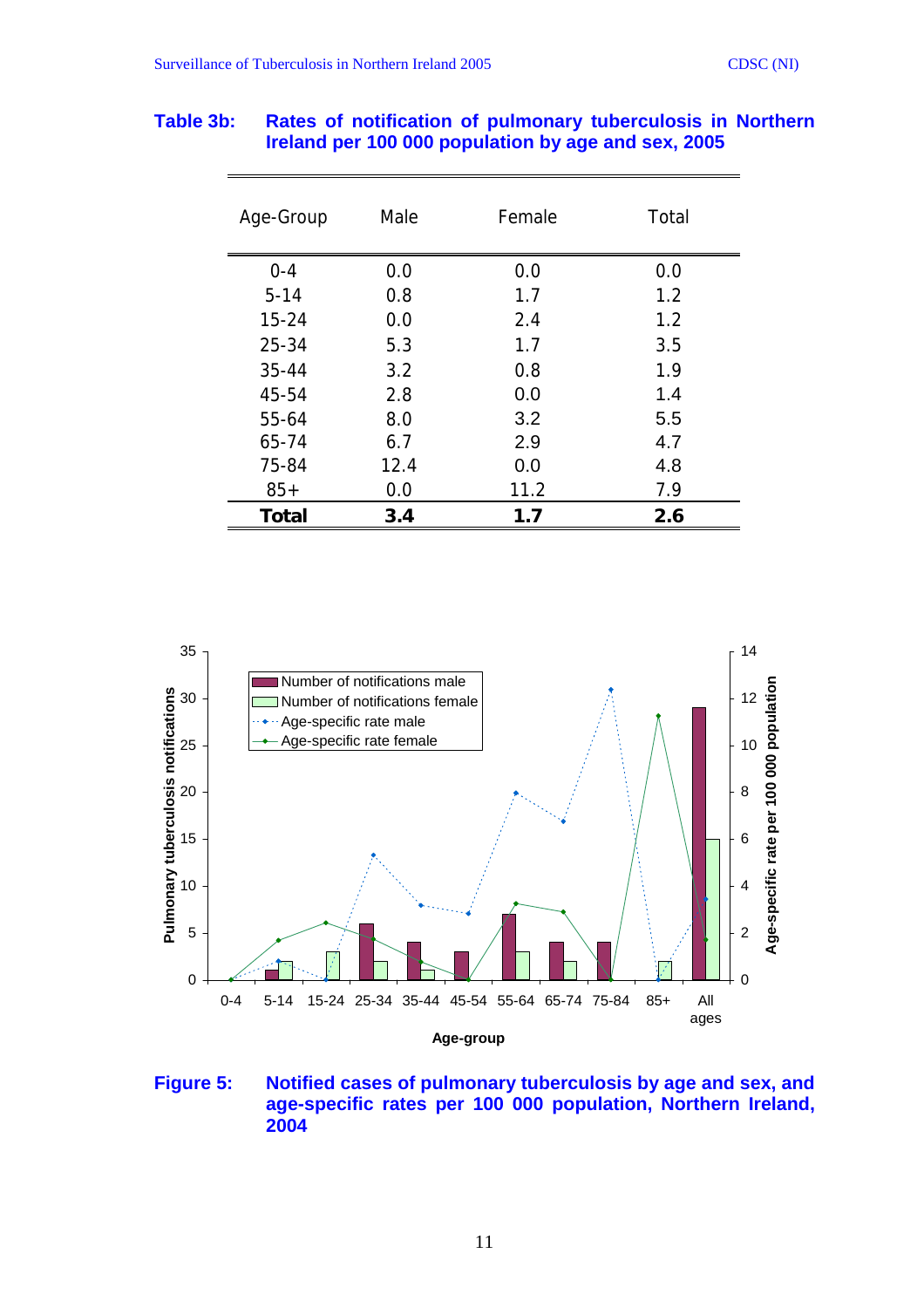**Table 3b: Rates of notification of pulmonary tuberculosis in Northern Ireland per 100 000 population by age and sex, 2005**

| Age-Group | Male | Female | Total |
|---|---|---|---|
| 0-4 | 0.0 | 0.0 | 0.0 |
| 5-14 | 0.8 | 1.7 | 1.2 |
| 15-24 | 0.0 | 2.4 | 1.2 |
| 25-34 | 5.3 | 1.7 | 3.5 |
| 35-44 | 3.2 | 0.8 | 1.9 |
| 45-54 | 2.8 | 0.0 | 1.4 |
| 55-64 | 8.0 | 3.2 | 5.5 |
| 65-74 | 6.7 | 2.9 | 4.7 |
| 75-84 | 12.4 | 0.0 | 4.8 |
| 85+ | 0.0 | 11.2 | 7.9 |
| **Total** | **3.4** | **1.7** | **2.6** |

Number of notifications male
Number of notifications female
Age-specific rate male
Age-specific rate female

Pulmonary tuberculosis notifications
Age-specific rate per 100 000 population
Age-group

0-4, 5-14, 15-24, 25-34, 35-44, 45-54, 55-64, 65-74, 75-84, 85+, All ages

0, 5, 10, 15, 20, 25, 30, 35
0, 2, 4, 6, 8, 10, 12, 14

**Figure 5: Notified cases of pulmonary tuberculosis by age and sex, and age-specific rates per 100 000 population, Northern Ireland, 2004**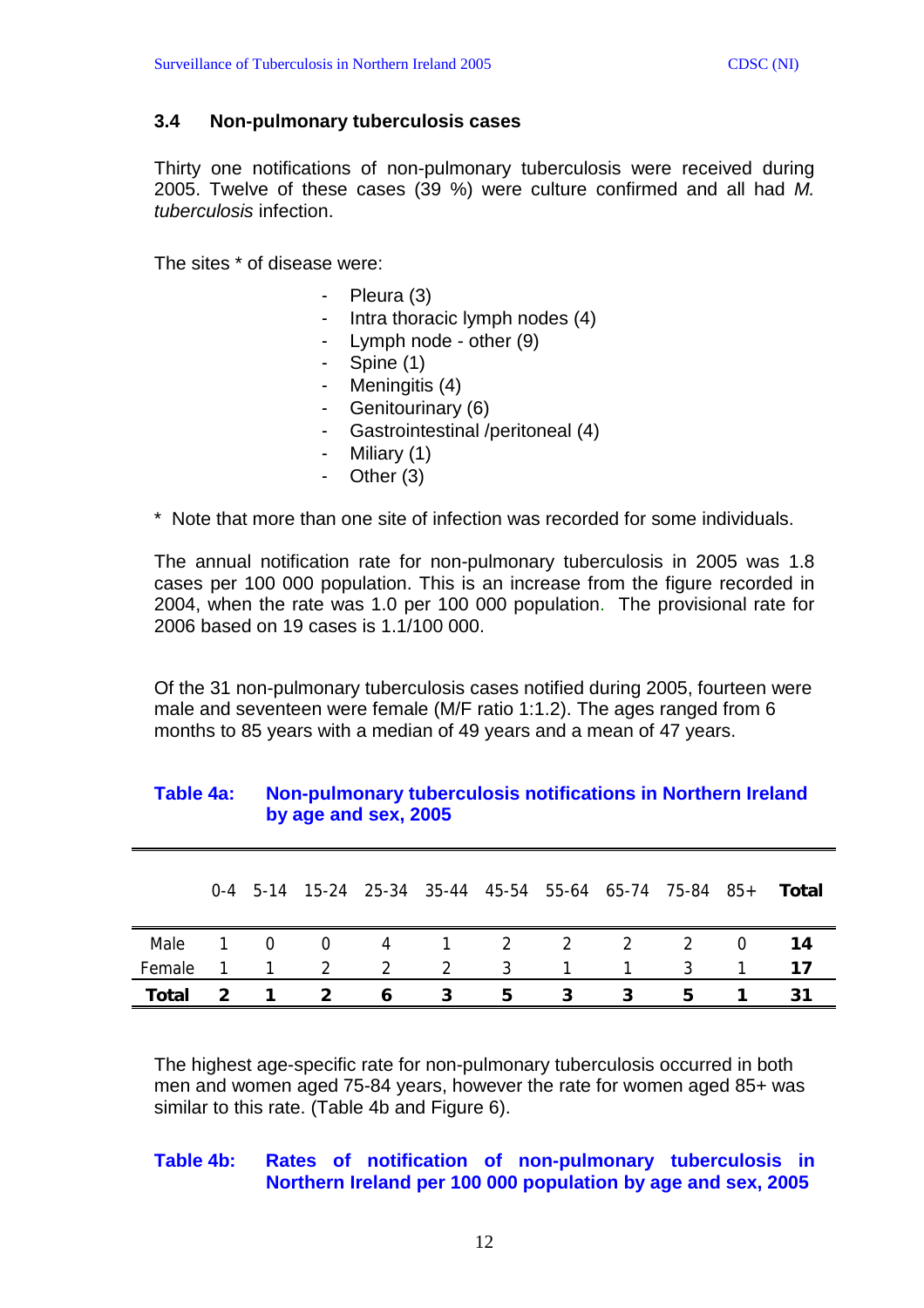### 3.4 Non-pulmonary tuberculosis cases

Thirty one notifications of non-pulmonary tuberculosis were received during 2005. Twelve of these cases (39 %) were culture confirmed and all had *M. tuberculosis* infection.

The sites * of disease were:

- Pleura (3)
- Intra thoracic lymph nodes (4)
- Lymph node - other (9)
- Spine (1)
- Meningitis (4)
- Genitourinary (6)
- Gastrointestinal /peritoneal (4)
- Miliary (1)
- Other (3)

\* Note that more than one site of infection was recorded for some individuals.

The annual notification rate for non-pulmonary tuberculosis in 2005 was 1.8 cases per 100 000 population. This is an increase from the figure recorded in 2004, when the rate was 1.0 per 100 000 population. The provisional rate for 2006 based on 19 cases is 1.1/100 000.

Of the 31 non-pulmonary tuberculosis cases notified during 2005, fourteen were male and seventeen were female (M/F ratio 1:1.2). The ages ranged from 6 months to 85 years with a median of 49 years and a mean of 47 years.

**Table 4a: Non-pulmonary tuberculosis notifications in Northern Ireland by age and sex, 2005**

| | 0-4 | 5-14 | 15-24 | 25-34 | 35-44 | 45-54 | 55-64 | 65-74 | 75-84 | 85+ | **Total** |
|---|---|---|---|---|---|---|---|---|---|---|---|
| Male | 1 | 0 | 0 | 4 | 1 | 2 | 2 | 2 | 2 | 0 | **14** |
| Female | 1 | 1 | 2 | 2 | 2 | 3 | 1 | 1 | 3 | 1 | **17** |
| **Total** | **2** | **1** | **2** | **6** | **3** | **5** | **3** | **3** | **5** | **1** | **31** |

The highest age-specific rate for non-pulmonary tuberculosis occurred in both men and women aged 75-84 years, however the rate for women aged 85+ was similar to this rate. (Table 4b and Figure 6).

**Table 4b: Rates of notification of non-pulmonary tuberculosis in Northern Ireland per 100 000 population by age and sex, 2005**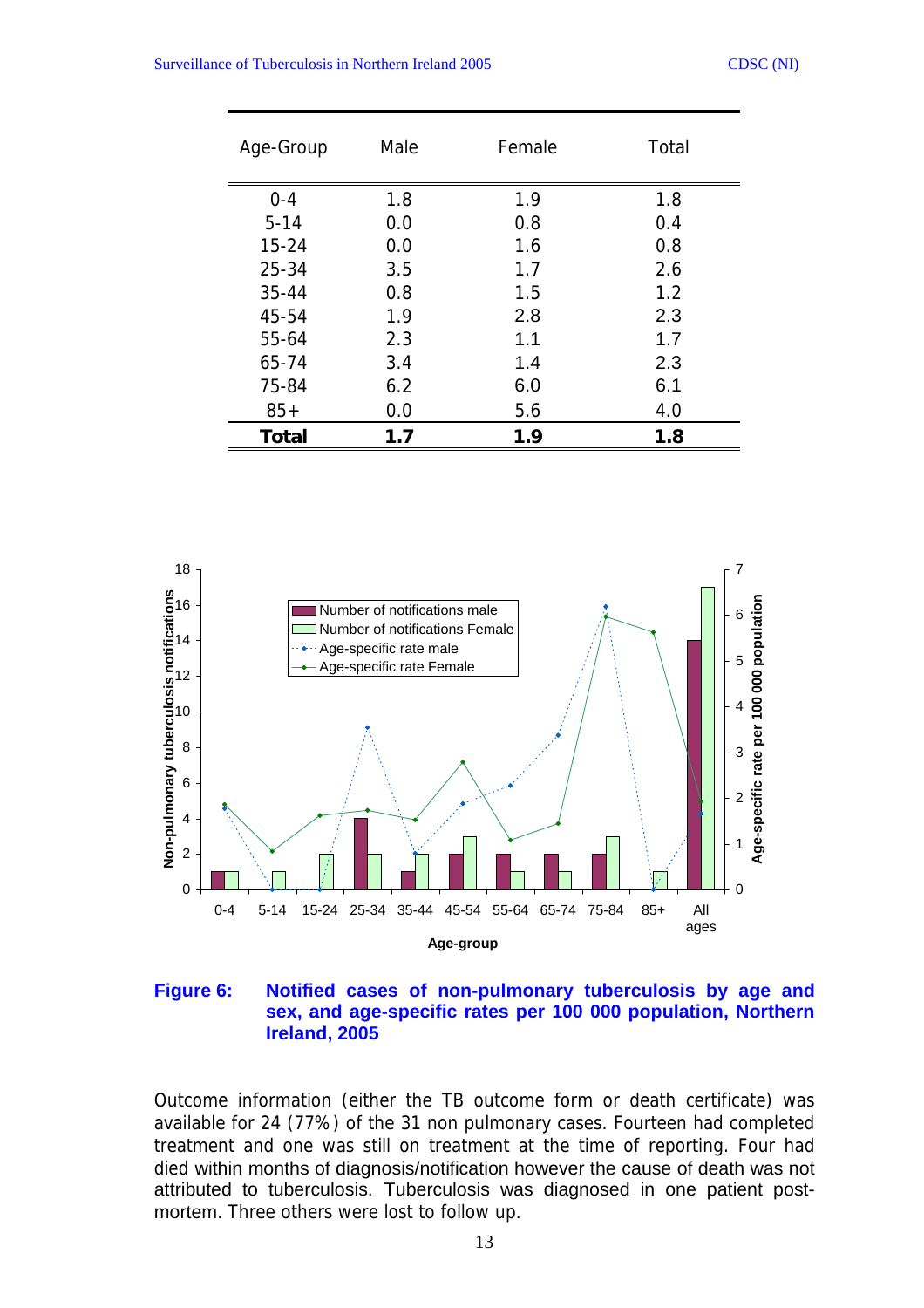| Age-Group | Male | Female | Total |
|---|---|---|---|
| 0-4 | 1.8 | 1.9 | 1.8 |
| 5-14 | 0.0 | 0.8 | 0.4 |
| 15-24 | 0.0 | 1.6 | 0.8 |
| 25-34 | 3.5 | 1.7 | 2.6 |
| 35-44 | 0.8 | 1.5 | 1.2 |
| 45-54 | 1.9 | 2.8 | 2.3 |
| 55-64 | 2.3 | 1.1 | 1.7 |
| 65-74 | 3.4 | 1.4 | 2.3 |
| 75-84 | 6.2 | 6.0 | 6.1 |
| 85+ | 0.0 | 5.6 | 4.0 |
| **Total** | **1.7** | **1.9** | **1.8** |

Non-pulmonary tuberculosis notifications

0 2 4 6 8 10 12 14 16 18

Age-specific rate per 100 000 population

0 1 2 3 4 5 6 7

Number of notifications male
Number of notifications Female
Age-specific rate male
Age-specific rate Female

0-4 5-14 15-24 25-34 35-44 45-54 55-64 65-74 75-84 85+ All ages

Age-group

**Figure 6: Notified cases of non-pulmonary tuberculosis by age and sex, and age-specific rates per 100 000 population, Northern Ireland, 2005**

Outcome information (either the TB outcome form or death certificate) was available for 24 (77%) of the 31 non pulmonary cases. Fourteen had completed treatment and one was still on treatment at the time of reporting. Four had died within months of diagnosis/notification however the cause of death was not attributed to tuberculosis. Tuberculosis was diagnosed in one patient post-mortem. Three others were lost to follow up.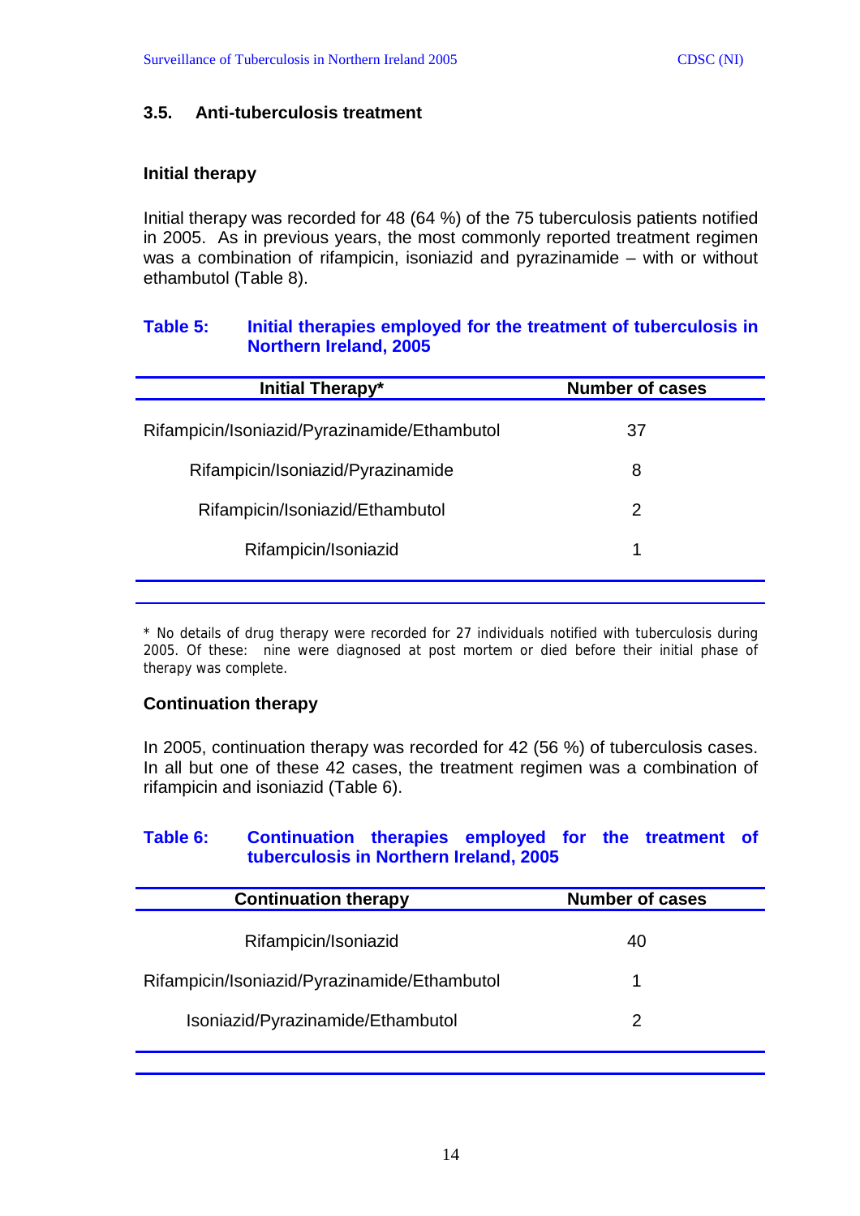### 3.5. Anti-tuberculosis treatment

#### Initial therapy

Initial therapy was recorded for 48 (64 %) of the 75 tuberculosis patients notified in 2005. As in previous years, the most commonly reported treatment regimen was a combination of rifampicin, isoniazid and pyrazinamide – with or without ethambutol (Table 8).

**Table 5: Initial therapies employed for the treatment of tuberculosis in Northern Ireland, 2005**

| Initial Therapy* | Number of cases |
|---|---|
| Rifampicin/Isoniazid/Pyrazinamide/Ethambutol | 37 |
| Rifampicin/Isoniazid/Pyrazinamide | 8 |
| Rifampicin/Isoniazid/Ethambutol | 2 |
| Rifampicin/Isoniazid | 1 |

* No details of drug therapy were recorded for 27 individuals notified with tuberculosis during 2005. Of these: nine were diagnosed at post mortem or died before their initial phase of therapy was complete.

#### Continuation therapy

In 2005, continuation therapy was recorded for 42 (56 %) of tuberculosis cases. In all but one of these 42 cases, the treatment regimen was a combination of rifampicin and isoniazid (Table 6).

**Table 6: Continuation therapies employed for the treatment of tuberculosis in Northern Ireland, 2005**

| Continuation therapy | Number of cases |
|---|---|
| Rifampicin/Isoniazid | 40 |
| Rifampicin/Isoniazid/Pyrazinamide/Ethambutol | 1 |
| Isoniazid/Pyrazinamide/Ethambutol | 2 |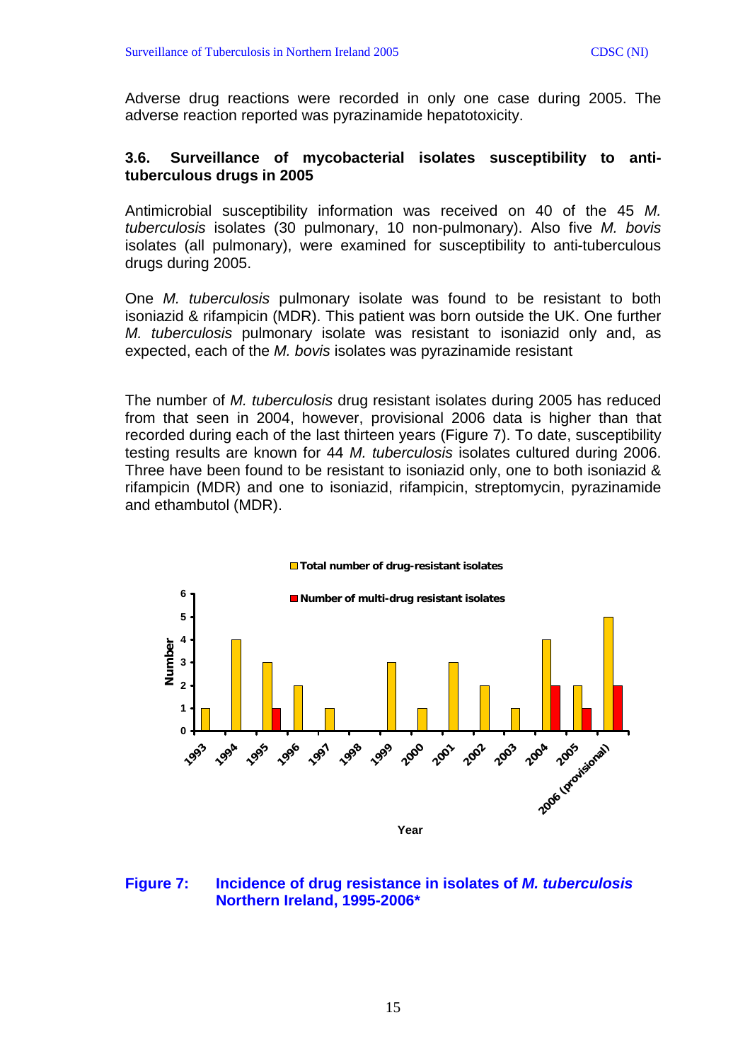Adverse drug reactions were recorded in only one case during 2005. The adverse reaction reported was pyrazinamide hepatotoxicity.

### 3.6. Surveillance of mycobacterial isolates susceptibility to anti-tuberculous drugs in 2005

Antimicrobial susceptibility information was received on 40 of the 45 *M. tuberculosis* isolates (30 pulmonary, 10 non-pulmonary). Also five *M. bovis* isolates (all pulmonary), were examined for susceptibility to anti-tuberculous drugs during 2005.

One *M. tuberculosis* pulmonary isolate was found to be resistant to both isoniazid & rifampicin (MDR). This patient was born outside the UK. One further *M. tuberculosis* pulmonary isolate was resistant to isoniazid only and, as expected, each of the *M. bovis* isolates was pyrazinamide resistant

The number of *M. tuberculosis* drug resistant isolates during 2005 has reduced from that seen in 2004, however, provisional 2006 data is higher than that recorded during each of the last thirteen years (Figure 7). To date, susceptibility testing results are known for 44 *M. tuberculosis* isolates cultured during 2006. Three have been found to be resistant to isoniazid only, one to both isoniazid & rifampicin (MDR) and one to isoniazid, rifampicin, streptomycin, pyrazinamide and ethambutol (MDR).

Total number of drug-resistant isolates
Number of multi-drug resistant isolates

Number
0
1
2
3
4
5
6

1993
1994
1995
1996
1997
1998
1999
2000
2001
2002
2003
2004
2005
2006 (provisional)

Year

**Figure 7: Incidence of drug resistance in isolates of *M. tuberculosis* Northern Ireland, 1995-2006***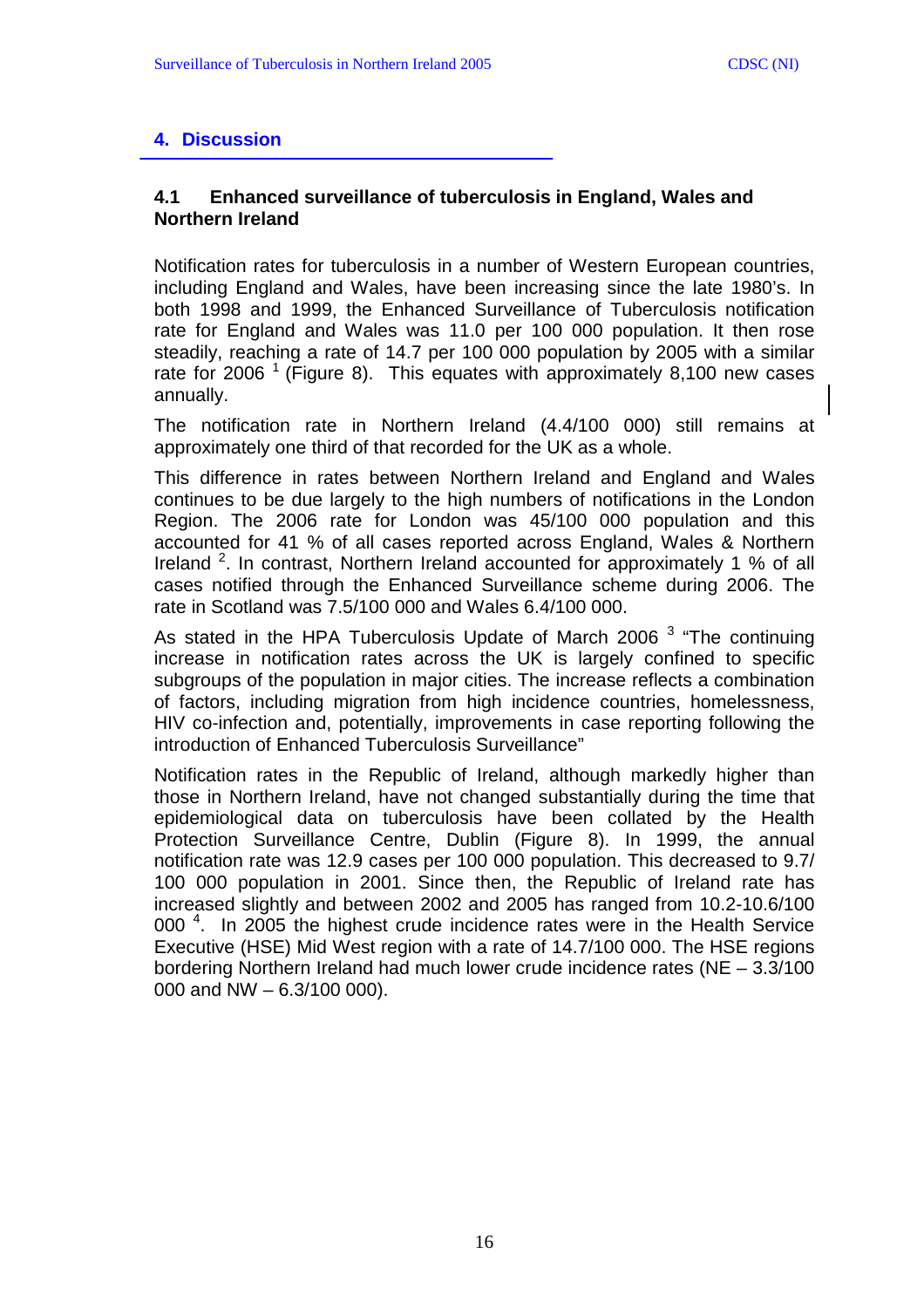## 4. Discussion

### 4.1 Enhanced surveillance of tuberculosis in England, Wales and Northern Ireland

Notification rates for tuberculosis in a number of Western European countries, including England and Wales, have been increasing since the late 1980's. In both 1998 and 1999, the Enhanced Surveillance of Tuberculosis notification rate for England and Wales was 11.0 per 100 000 population. It then rose steadily, reaching a rate of 14.7 per 100 000 population by 2005 with a similar rate for 2006 [1] (Figure 8). This equates with approximately 8,100 new cases annually.

The notification rate in Northern Ireland (4.4/100 000) still remains at approximately one third of that recorded for the UK as a whole.

This difference in rates between Northern Ireland and England and Wales continues to be due largely to the high numbers of notifications in the London Region. The 2006 rate for London was 45/100 000 population and this accounted for 41 % of all cases reported across England, Wales & Northern Ireland [2]. In contrast, Northern Ireland accounted for approximately 1 % of all cases notified through the Enhanced Surveillance scheme during 2006. The rate in Scotland was 7.5/100 000 and Wales 6.4/100 000.

As stated in the HPA Tuberculosis Update of March 2006 [3] "The continuing increase in notification rates across the UK is largely confined to specific subgroups of the population in major cities. The increase reflects a combination of factors, including migration from high incidence countries, homelessness, HIV co-infection and, potentially, improvements in case reporting following the introduction of Enhanced Tuberculosis Surveillance"

Notification rates in the Republic of Ireland, although markedly higher than those in Northern Ireland, have not changed substantially during the time that epidemiological data on tuberculosis have been collated by the Health Protection Surveillance Centre, Dublin (Figure 8). In 1999, the annual notification rate was 12.9 cases per 100 000 population. This decreased to 9.7/ 100 000 population in 2001. Since then, the Republic of Ireland rate has increased slightly and between 2002 and 2005 has ranged from 10.2-10.6/100 000 [4]. In 2005 the highest crude incidence rates were in the Health Service Executive (HSE) Mid West region with a rate of 14.7/100 000. The HSE regions bordering Northern Ireland had much lower crude incidence rates (NE – 3.3/100 000 and NW – 6.3/100 000).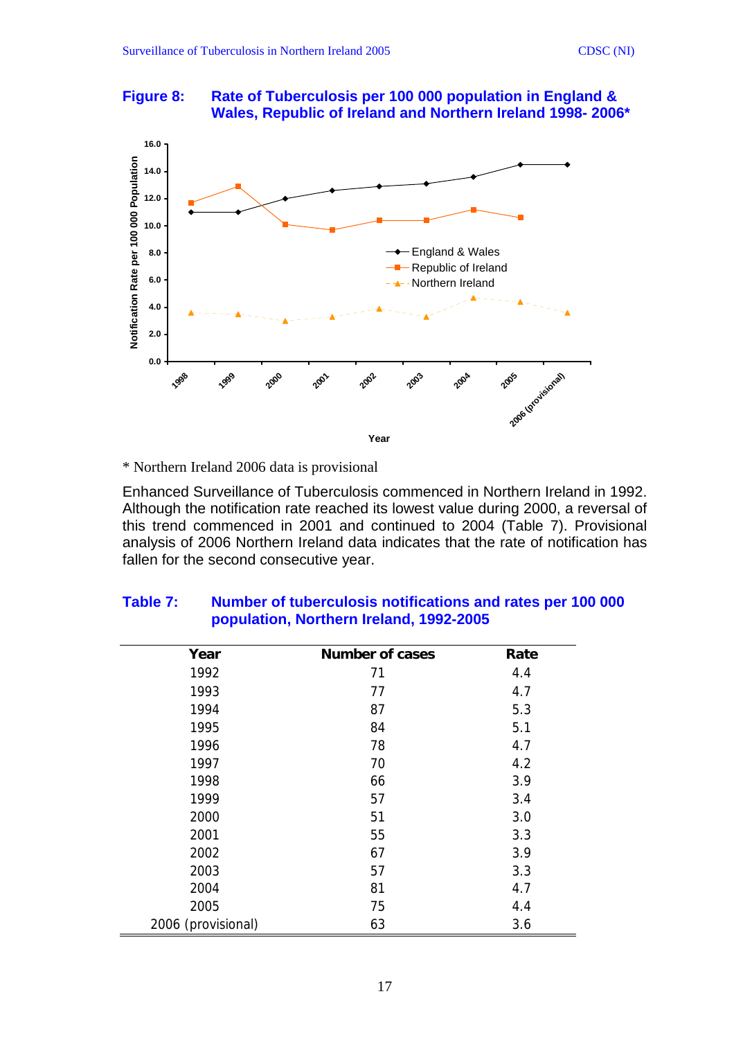**Figure 8: Rate of Tuberculosis per 100 000 population in England & Wales, Republic of Ireland and Northern Ireland 1998- 2006***

Notification Rate per 100 000 Population

16.0
14.0
12.0
10.0
8.0
6.0
4.0
2.0
0.0

1998
1999
2000
2001
2002
2003
2004
2005
2006 (provisional)

Year

England & Wales
Republic of Ireland
Northern Ireland

* Northern Ireland 2006 data is provisional

Enhanced Surveillance of Tuberculosis commenced in Northern Ireland in 1992. Although the notification rate reached its lowest value during 2000, a reversal of this trend commenced in 2001 and continued to 2004 (Table 7). Provisional analysis of 2006 Northern Ireland data indicates that the rate of notification has fallen for the second consecutive year.

**Table 7: Number of tuberculosis notifications and rates per 100 000 population, Northern Ireland, 1992-2005**

| Year | Number of cases | Rate |
|---|---|---|
| 1992 | 71 | 4.4 |
| 1993 | 77 | 4.7 |
| 1994 | 87 | 5.3 |
| 1995 | 84 | 5.1 |
| 1996 | 78 | 4.7 |
| 1997 | 70 | 4.2 |
| 1998 | 66 | 3.9 |
| 1999 | 57 | 3.4 |
| 2000 | 51 | 3.0 |
| 2001 | 55 | 3.3 |
| 2002 | 67 | 3.9 |
| 2003 | 57 | 3.3 |
| 2004 | 81 | 4.7 |
| 2005 | 75 | 4.4 |
| 2006 (provisional) | 63 | 3.6 |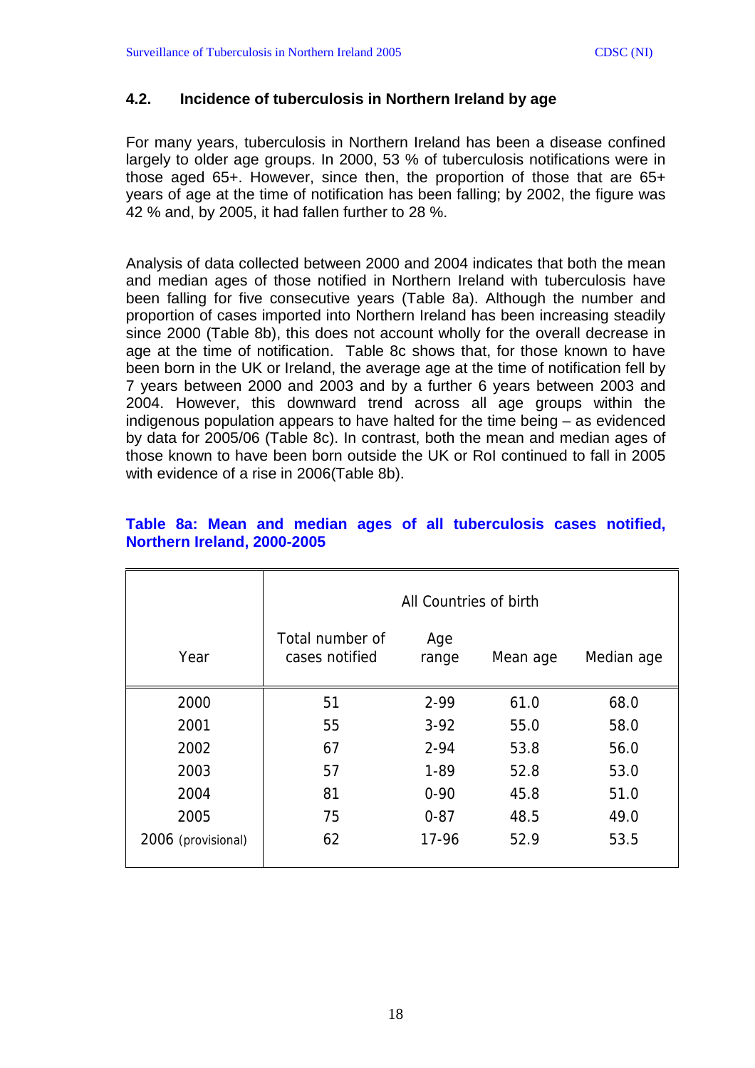### 4.2. Incidence of tuberculosis in Northern Ireland by age

For many years, tuberculosis in Northern Ireland has been a disease confined largely to older age groups. In 2000, 53 % of tuberculosis notifications were in those aged 65+. However, since then, the proportion of those that are 65+ years of age at the time of notification has been falling; by 2002, the figure was 42 % and, by 2005, it had fallen further to 28 %.

Analysis of data collected between 2000 and 2004 indicates that both the mean and median ages of those notified in Northern Ireland with tuberculosis have been falling for five consecutive years (Table 8a). Although the number and proportion of cases imported into Northern Ireland has been increasing steadily since 2000 (Table 8b), this does not account wholly for the overall decrease in age at the time of notification. Table 8c shows that, for those known to have been born in the UK or Ireland, the average age at the time of notification fell by 7 years between 2000 and 2003 and by a further 6 years between 2003 and 2004. However, this downward trend across all age groups within the indigenous population appears to have halted for the time being – as evidenced by data for 2005/06 (Table 8c). In contrast, both the mean and median ages of those known to have been born outside the UK or RoI continued to fall in 2005 with evidence of a rise in 2006(Table 8b).

**Table 8a: Mean and median ages of all tuberculosis cases notified, Northern Ireland, 2000-2005**

| Year | All Countries of birth | | | |
|---|---|---|---|---|
| | Total number of cases notified | Age range | Mean age | Median age |
| 2000 | 51 | 2-99 | 61.0 | 68.0 |
| 2001 | 55 | 3-92 | 55.0 | 58.0 |
| 2002 | 67 | 2-94 | 53.8 | 56.0 |
| 2003 | 57 | 1-89 | 52.8 | 53.0 |
| 2004 | 81 | 0-90 | 45.8 | 51.0 |
| 2005 | 75 | 0-87 | 48.5 | 49.0 |
| 2006 (provisional) | 62 | 17-96 | 52.9 | 53.5 |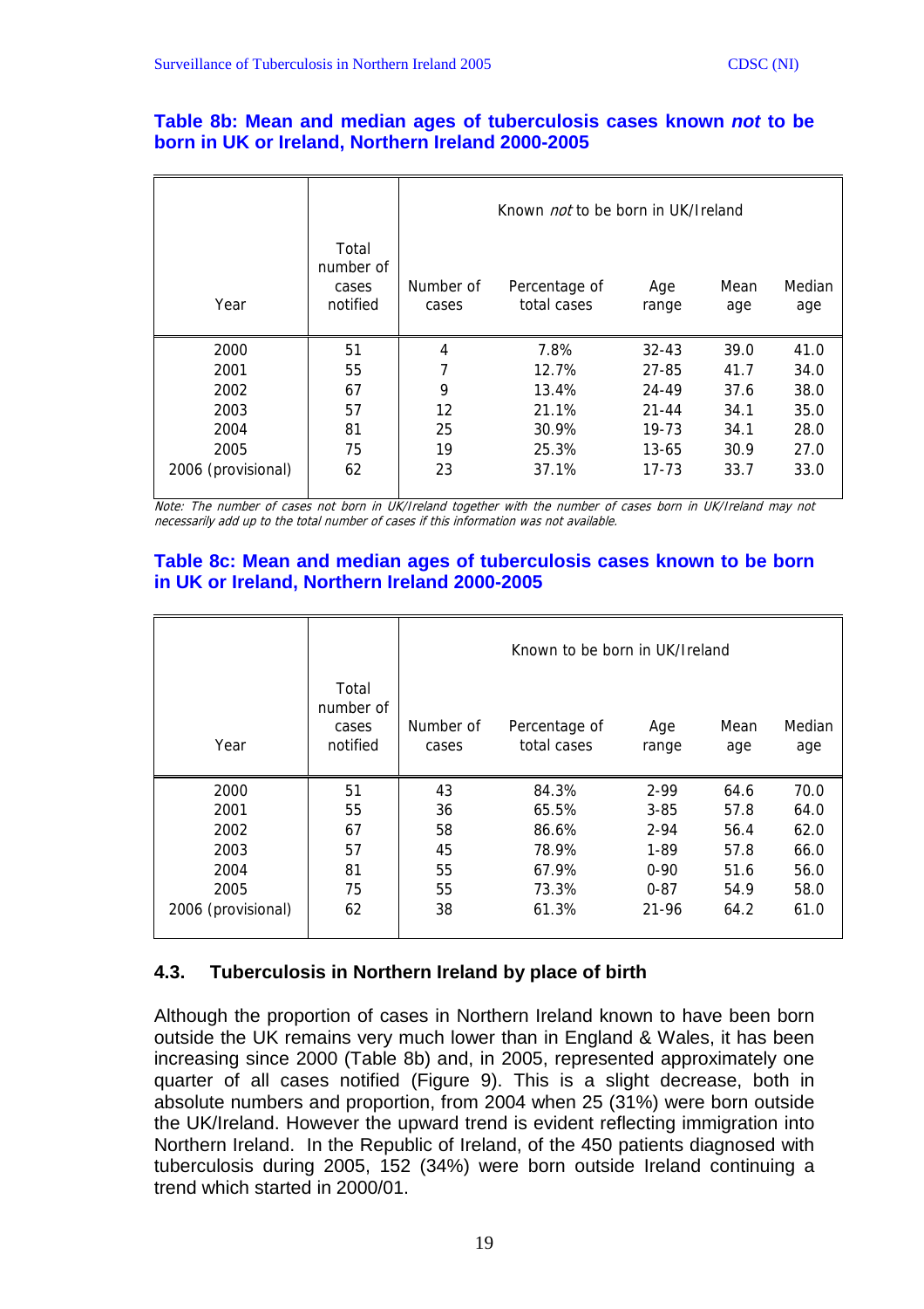**Table 8b: Mean and median ages of tuberculosis cases known *not* to be born in UK or Ireland, Northern Ireland 2000-2005**

| Year | Total number of cases notified | Known *not* to be born in UK/Ireland | | | | |
|---|---|---|---|---|---|---|
| | | Number of cases | Percentage of total cases | Age range | Mean age | Median age |
| 2000 | 51 | 4 | 7.8% | 32-43 | 39.0 | 41.0 |
| 2001 | 55 | 7 | 12.7% | 27-85 | 41.7 | 34.0 |
| 2002 | 67 | 9 | 13.4% | 24-49 | 37.6 | 38.0 |
| 2003 | 57 | 12 | 21.1% | 21-44 | 34.1 | 35.0 |
| 2004 | 81 | 25 | 30.9% | 19-73 | 34.1 | 28.0 |
| 2005 | 75 | 19 | 25.3% | 13-65 | 30.9 | 27.0 |
| 2006 (provisional) | 62 | 23 | 37.1% | 17-73 | 33.7 | 33.0 |

*Note: The number of cases not born in UK/Ireland together with the number of cases born in UK/Ireland may not necessarily add up to the total number of cases if this information was not available.*

**Table 8c: Mean and median ages of tuberculosis cases known to be born in UK or Ireland, Northern Ireland 2000-2005**

| Year | Total number of cases notified | Known to be born in UK/Ireland | | | | |
|---|---|---|---|---|---|---|
| | | Number of cases | Percentage of total cases | Age range | Mean age | Median age |
| 2000 | 51 | 43 | 84.3% | 2-99 | 64.6 | 70.0 |
| 2001 | 55 | 36 | 65.5% | 3-85 | 57.8 | 64.0 |
| 2002 | 67 | 58 | 86.6% | 2-94 | 56.4 | 62.0 |
| 2003 | 57 | 45 | 78.9% | 1-89 | 57.8 | 66.0 |
| 2004 | 81 | 55 | 67.9% | 0-90 | 51.6 | 56.0 |
| 2005 | 75 | 55 | 73.3% | 0-87 | 54.9 | 58.0 |
| 2006 (provisional) | 62 | 38 | 61.3% | 21-96 | 64.2 | 61.0 |

### 4.3. Tuberculosis in Northern Ireland by place of birth

Although the proportion of cases in Northern Ireland known to have been born outside the UK remains very much lower than in England & Wales, it has been increasing since 2000 (Table 8b) and, in 2005, represented approximately one quarter of all cases notified (Figure 9). This is a slight decrease, both in absolute numbers and proportion, from 2004 when 25 (31%) were born outside the UK/Ireland. However the upward trend is evident reflecting immigration into Northern Ireland. In the Republic of Ireland, of the 450 patients diagnosed with tuberculosis during 2005, 152 (34%) were born outside Ireland continuing a trend which started in 2000/01.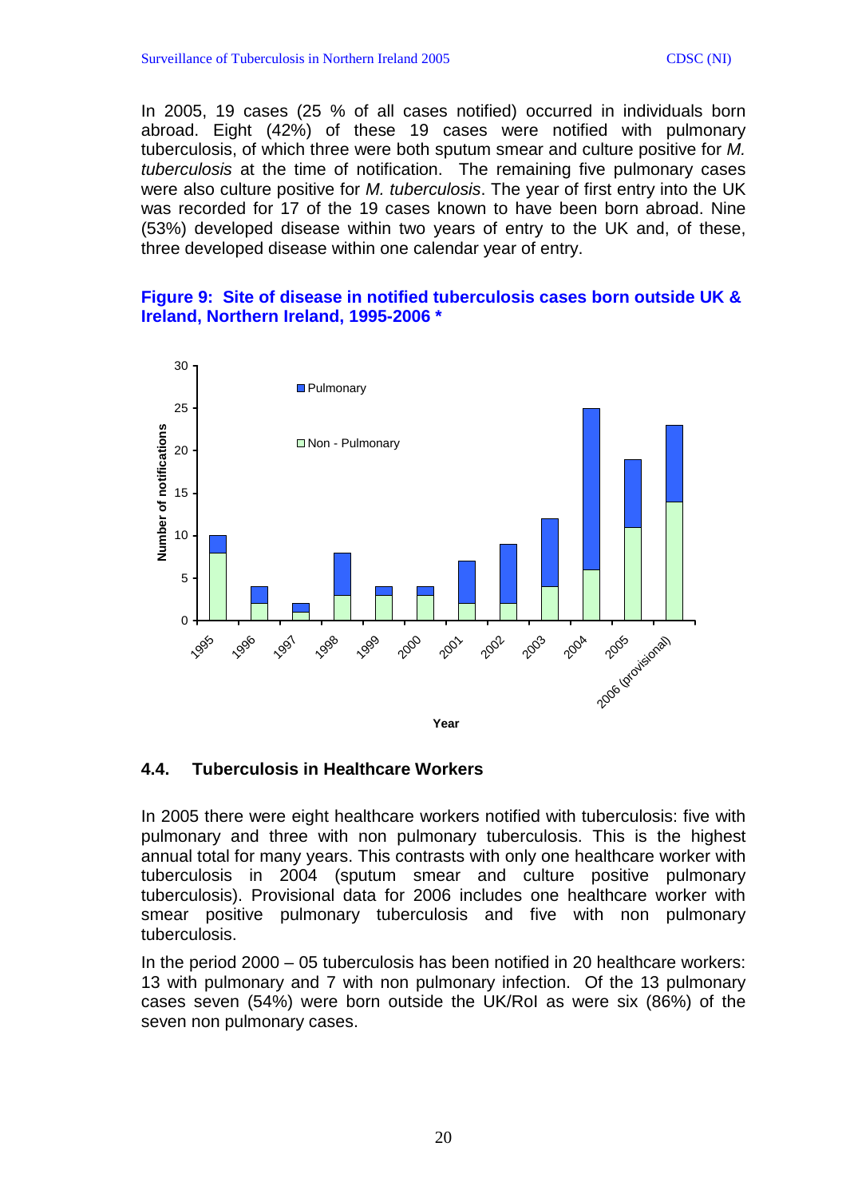In 2005, 19 cases (25 % of all cases notified) occurred in individuals born abroad. Eight (42%) of these 19 cases were notified with pulmonary tuberculosis, of which three were both sputum smear and culture positive for *M. tuberculosis* at the time of notification. The remaining five pulmonary cases were also culture positive for *M. tuberculosis*. The year of first entry into the UK was recorded for 17 of the 19 cases known to have been born abroad. Nine (53%) developed disease within two years of entry to the UK and, of these, three developed disease within one calendar year of entry.

**Figure 9: Site of disease in notified tuberculosis cases born outside UK & Ireland, Northern Ireland, 1995-2006 \***

Pulmonary
Non - Pulmonary
Number of notifications
0
5
10
15
20
25
30
1995
1996
1997
1998
1999
2000
2001
2002
2003
2004
2005
2006 (provisional)
Year

### 4.4. Tuberculosis in Healthcare Workers

In 2005 there were eight healthcare workers notified with tuberculosis: five with pulmonary and three with non pulmonary tuberculosis. This is the highest annual total for many years. This contrasts with only one healthcare worker with tuberculosis in 2004 (sputum smear and culture positive pulmonary tuberculosis). Provisional data for 2006 includes one healthcare worker with smear positive pulmonary tuberculosis and five with non pulmonary tuberculosis.

In the period 2000 – 05 tuberculosis has been notified in 20 healthcare workers: 13 with pulmonary and 7 with non pulmonary infection. Of the 13 pulmonary cases seven (54%) were born outside the UK/RoI as were six (86%) of the seven non pulmonary cases.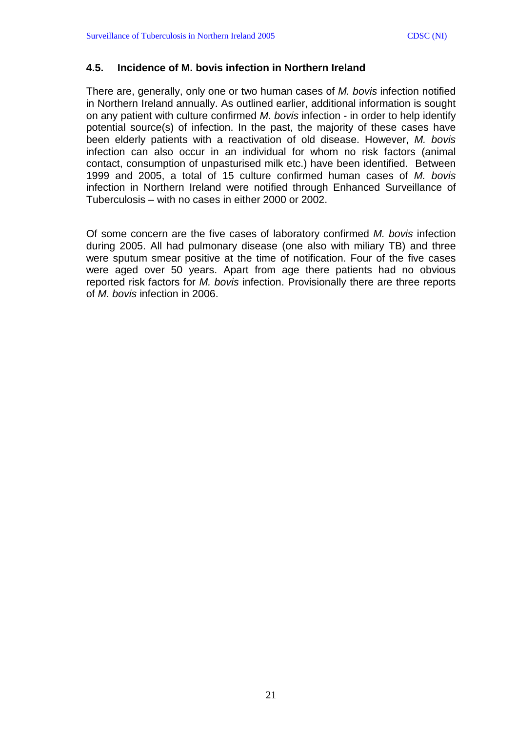### 4.5. Incidence of M. bovis infection in Northern Ireland

There are, generally, only one or two human cases of *M. bovis* infection notified in Northern Ireland annually. As outlined earlier, additional information is sought on any patient with culture confirmed *M. bovis* infection - in order to help identify potential source(s) of infection. In the past, the majority of these cases have been elderly patients with a reactivation of old disease. However, *M. bovis* infection can also occur in an individual for whom no risk factors (animal contact, consumption of unpasturised milk etc.) have been identified. Between 1999 and 2005, a total of 15 culture confirmed human cases of *M. bovis* infection in Northern Ireland were notified through Enhanced Surveillance of Tuberculosis – with no cases in either 2000 or 2002.

Of some concern are the five cases of laboratory confirmed *M. bovis* infection during 2005. All had pulmonary disease (one also with miliary TB) and three were sputum smear positive at the time of notification. Four of the five cases were aged over 50 years. Apart from age there patients had no obvious reported risk factors for *M. bovis* infection. Provisionally there are three reports of *M. bovis* infection in 2006.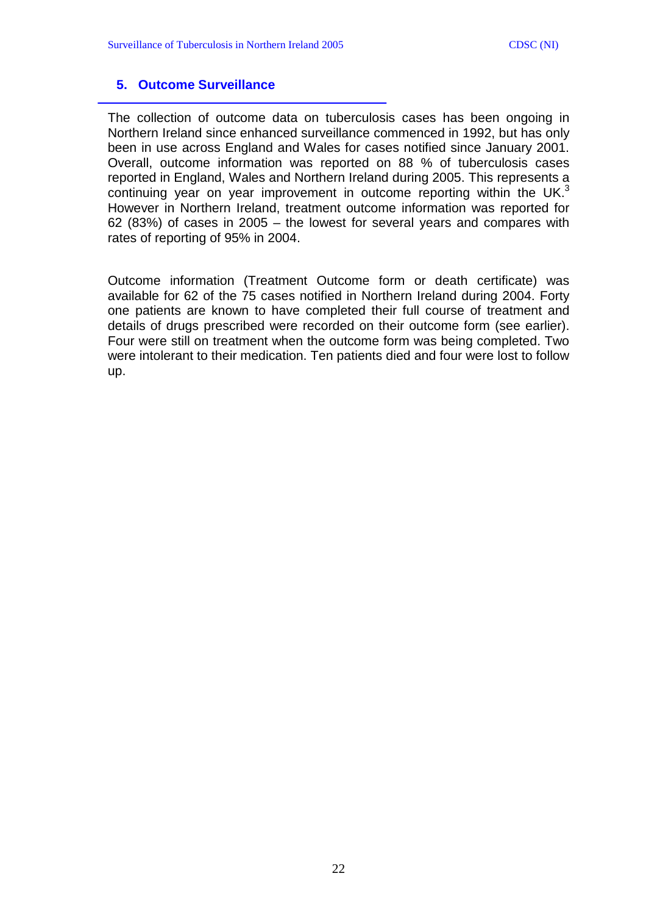## 5. Outcome Surveillance

The collection of outcome data on tuberculosis cases has been ongoing in Northern Ireland since enhanced surveillance commenced in 1992, but has only been in use across England and Wales for cases notified since January 2001. Overall, outcome information was reported on 88 % of tuberculosis cases reported in England, Wales and Northern Ireland during 2005. This represents a continuing year on year improvement in outcome reporting within the UK.[3] However in Northern Ireland, treatment outcome information was reported for 62 (83%) of cases in 2005 – the lowest for several years and compares with rates of reporting of 95% in 2004.

Outcome information (Treatment Outcome form or death certificate) was available for 62 of the 75 cases notified in Northern Ireland during 2004. Forty one patients are known to have completed their full course of treatment and details of drugs prescribed were recorded on their outcome form (see earlier). Four were still on treatment when the outcome form was being completed. Two were intolerant to their medication. Ten patients died and four were lost to follow up.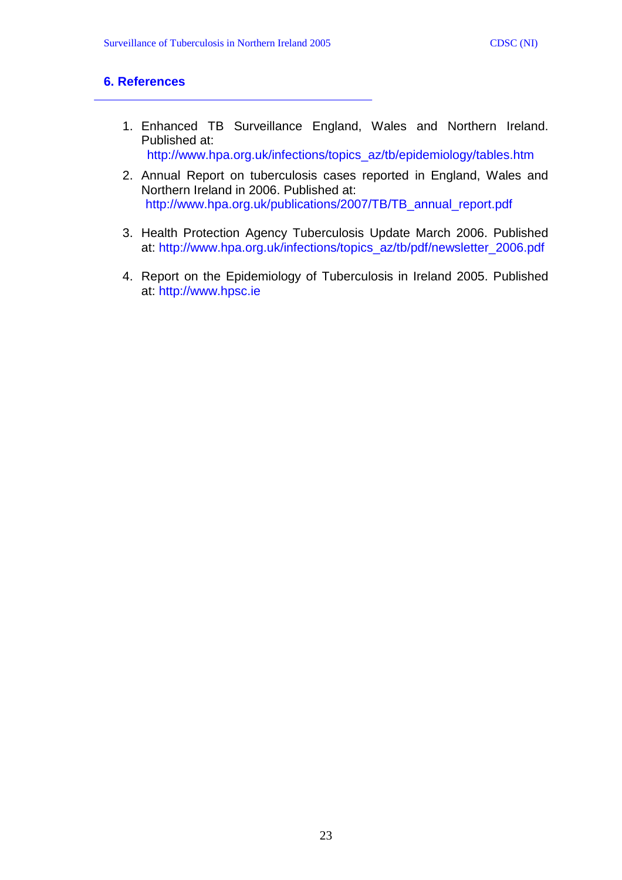## 6. References

1. Enhanced TB Surveillance England, Wales and Northern Ireland. Published at: http://www.hpa.org.uk/infections/topics_az/tb/epidemiology/tables.htm
2. Annual Report on tuberculosis cases reported in England, Wales and Northern Ireland in 2006. Published at: http://www.hpa.org.uk/publications/2007/TB/TB_annual_report.pdf
3. Health Protection Agency Tuberculosis Update March 2006. Published at: http://www.hpa.org.uk/infections/topics_az/tb/pdf/newsletter_2006.pdf
4. Report on the Epidemiology of Tuberculosis in Ireland 2005. Published at: http://www.hpsc.ie